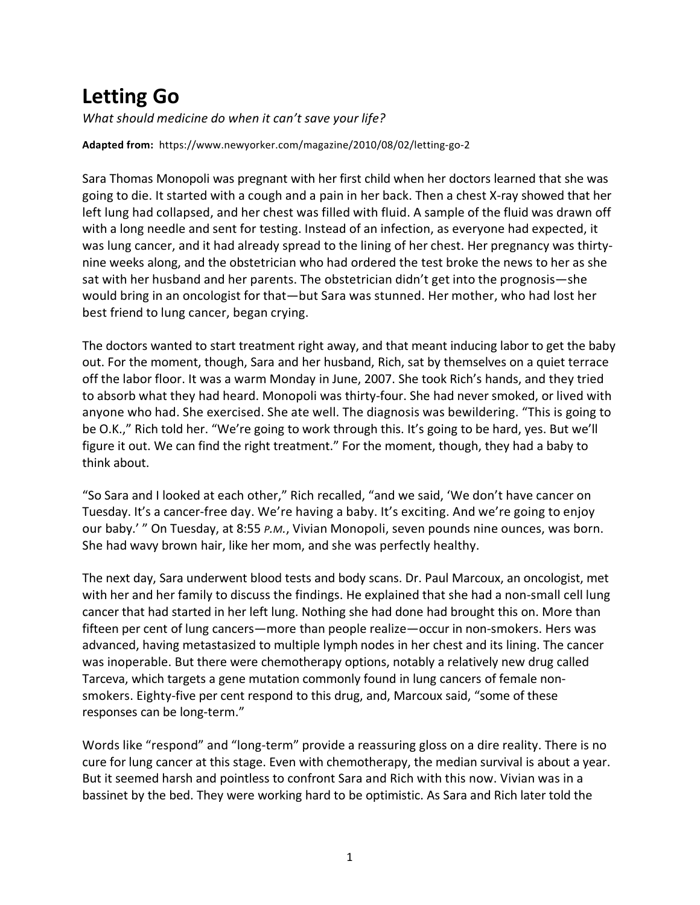# Letting Go

*What should medicine do when it can't save your life?*

**Adapted from:** https://www.newyorker.com/magazine/2010/08/02/letting-go-2

Sara Thomas Monopoli was pregnant with her first child when her doctors learned that she was going to die. It started with a cough and a pain in her back. Then a chest X-ray showed that her left lung had collapsed, and her chest was filled with fluid. A sample of the fluid was drawn off with a long needle and sent for testing. Instead of an infection, as everyone had expected, it was lung cancer, and it had already spread to the lining of her chest. Her pregnancy was thirty-nine weeks along, and the obstetrician who had ordered the test broke the news to her as she sat with her husband and her parents. The obstetrician didn't get into the prognosis—she would bring in an oncologist for that—but Sara was stunned. Her mother, who had lost her best friend to lung cancer, began crying.

The doctors wanted to start treatment right away, and that meant inducing labor to get the baby out. For the moment, though, Sara and her husband, Rich, sat by themselves on a quiet terrace off the labor floor. It was a warm Monday in June, 2007. She took Rich's hands, and they tried to absorb what they had heard. Monopoli was thirty-four. She had never smoked, or lived with anyone who had. She exercised. She ate well. The diagnosis was bewildering. "This is going to be O.K.," Rich told her. "We're going to work through this. It's going to be hard, yes. But we'll figure it out. We can find the right treatment." For the moment, though, they had a baby to think about.

"So Sara and I looked at each other," Rich recalled, "and we said, 'We don't have cancer on Tuesday. It's a cancer-free day. We're having a baby. It's exciting. And we're going to enjoy our baby.' " On Tuesday, at 8:55 P.M., Vivian Monopoli, seven pounds nine ounces, was born. She had wavy brown hair, like her mom, and she was perfectly healthy.

The next day, Sara underwent blood tests and body scans. Dr. Paul Marcoux, an oncologist, met with her and her family to discuss the findings. He explained that she had a non-small cell lung cancer that had started in her left lung. Nothing she had done had brought this on. More than fifteen per cent of lung cancers—more than people realize—occur in non-smokers. Hers was advanced, having metastasized to multiple lymph nodes in her chest and its lining. The cancer was inoperable. But there were chemotherapy options, notably a relatively new drug called Tarceva, which targets a gene mutation commonly found in lung cancers of female non-smokers. Eighty-five per cent respond to this drug, and, Marcoux said, "some of these responses can be long-term."

Words like "respond" and "long-term" provide a reassuring gloss on a dire reality. There is no cure for lung cancer at this stage. Even with chemotherapy, the median survival is about a year. But it seemed harsh and pointless to confront Sara and Rich with this now. Vivian was in a bassinet by the bed. They were working hard to be optimistic. As Sara and Rich later told the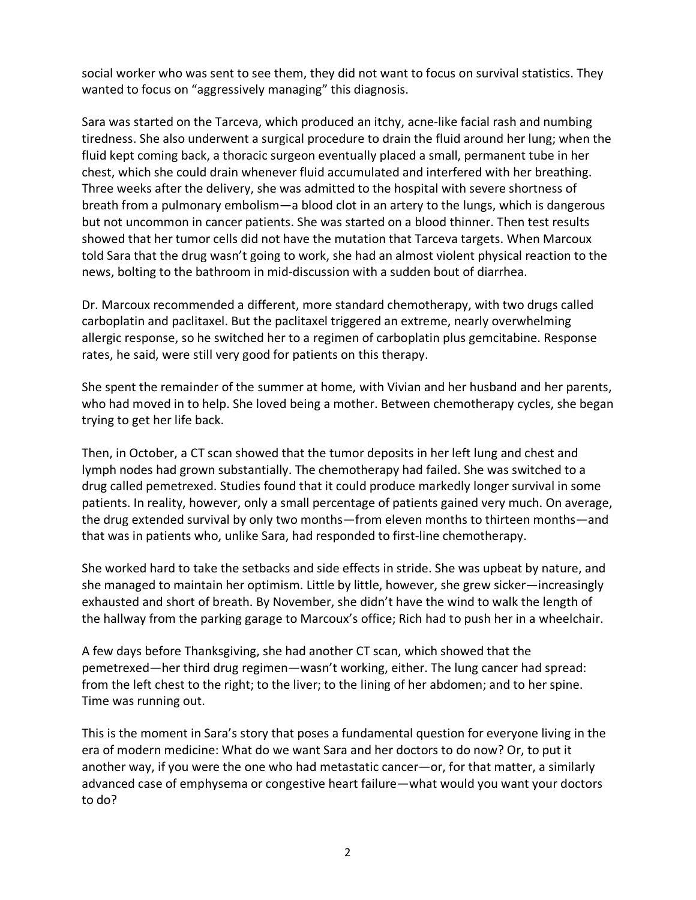social worker who was sent to see them, they did not want to focus on survival statistics. They wanted to focus on "aggressively managing" this diagnosis.

Sara was started on the Tarceva, which produced an itchy, acne-like facial rash and numbing tiredness. She also underwent a surgical procedure to drain the fluid around her lung; when the fluid kept coming back, a thoracic surgeon eventually placed a small, permanent tube in her chest, which she could drain whenever fluid accumulated and interfered with her breathing. Three weeks after the delivery, she was admitted to the hospital with severe shortness of breath from a pulmonary embolism—a blood clot in an artery to the lungs, which is dangerous but not uncommon in cancer patients. She was started on a blood thinner. Then test results showed that her tumor cells did not have the mutation that Tarceva targets. When Marcoux told Sara that the drug wasn't going to work, she had an almost violent physical reaction to the news, bolting to the bathroom in mid-discussion with a sudden bout of diarrhea.

Dr. Marcoux recommended a different, more standard chemotherapy, with two drugs called carboplatin and paclitaxel. But the paclitaxel triggered an extreme, nearly overwhelming allergic response, so he switched her to a regimen of carboplatin plus gemcitabine. Response rates, he said, were still very good for patients on this therapy.

She spent the remainder of the summer at home, with Vivian and her husband and her parents, who had moved in to help. She loved being a mother. Between chemotherapy cycles, she began trying to get her life back.

Then, in October, a CT scan showed that the tumor deposits in her left lung and chest and lymph nodes had grown substantially. The chemotherapy had failed. She was switched to a drug called pemetrexed. Studies found that it could produce markedly longer survival in some patients. In reality, however, only a small percentage of patients gained very much. On average, the drug extended survival by only two months—from eleven months to thirteen months—and that was in patients who, unlike Sara, had responded to first-line chemotherapy.

She worked hard to take the setbacks and side effects in stride. She was upbeat by nature, and she managed to maintain her optimism. Little by little, however, she grew sicker—increasingly exhausted and short of breath. By November, she didn't have the wind to walk the length of the hallway from the parking garage to Marcoux's office; Rich had to push her in a wheelchair.

A few days before Thanksgiving, she had another CT scan, which showed that the pemetrexed—her third drug regimen—wasn't working, either. The lung cancer had spread: from the left chest to the right; to the liver; to the lining of her abdomen; and to her spine. Time was running out.

This is the moment in Sara's story that poses a fundamental question for everyone living in the era of modern medicine: What do we want Sara and her doctors to do now? Or, to put it another way, if you were the one who had metastatic cancer—or, for that matter, a similarly advanced case of emphysema or congestive heart failure—what would you want your doctors to do?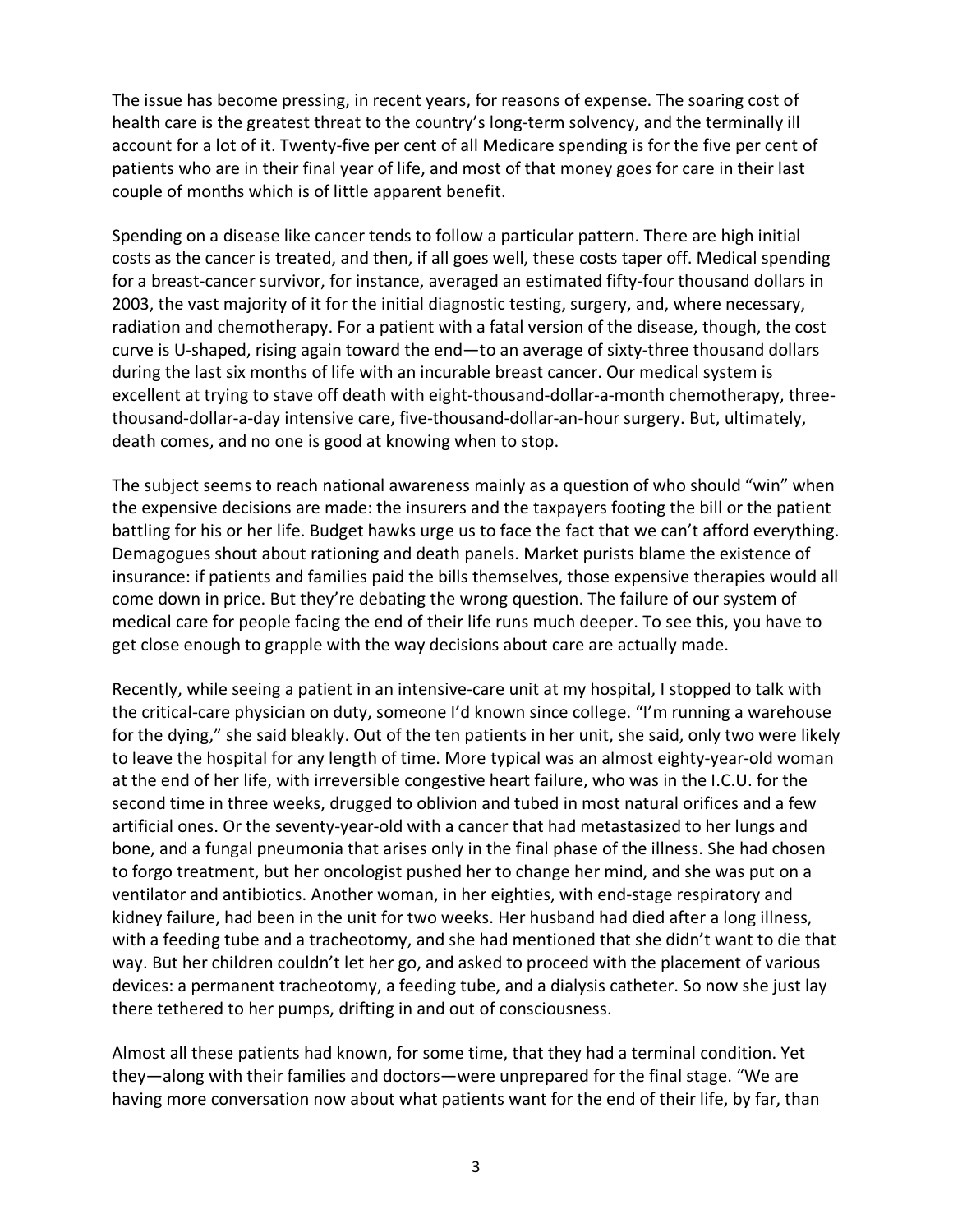The issue has become pressing, in recent years, for reasons of expense. The soaring cost of health care is the greatest threat to the country's long-term solvency, and the terminally ill account for a lot of it. Twenty-five per cent of all Medicare spending is for the five per cent of patients who are in their final year of life, and most of that money goes for care in their last couple of months which is of little apparent benefit.

Spending on a disease like cancer tends to follow a particular pattern. There are high initial costs as the cancer is treated, and then, if all goes well, these costs taper off. Medical spending for a breast-cancer survivor, for instance, averaged an estimated fifty-four thousand dollars in 2003, the vast majority of it for the initial diagnostic testing, surgery, and, where necessary, radiation and chemotherapy. For a patient with a fatal version of the disease, though, the cost curve is U-shaped, rising again toward the end—to an average of sixty-three thousand dollars during the last six months of life with an incurable breast cancer. Our medical system is excellent at trying to stave off death with eight-thousand-dollar-a-month chemotherapy, three-thousand-dollar-a-day intensive care, five-thousand-dollar-an-hour surgery. But, ultimately, death comes, and no one is good at knowing when to stop.

The subject seems to reach national awareness mainly as a question of who should "win" when the expensive decisions are made: the insurers and the taxpayers footing the bill or the patient battling for his or her life. Budget hawks urge us to face the fact that we can't afford everything. Demagogues shout about rationing and death panels. Market purists blame the existence of insurance: if patients and families paid the bills themselves, those expensive therapies would all come down in price. But they're debating the wrong question. The failure of our system of medical care for people facing the end of their life runs much deeper. To see this, you have to get close enough to grapple with the way decisions about care are actually made.

Recently, while seeing a patient in an intensive-care unit at my hospital, I stopped to talk with the critical-care physician on duty, someone I'd known since college. "I'm running a warehouse for the dying," she said bleakly. Out of the ten patients in her unit, she said, only two were likely to leave the hospital for any length of time. More typical was an almost eighty-year-old woman at the end of her life, with irreversible congestive heart failure, who was in the I.C.U. for the second time in three weeks, drugged to oblivion and tubed in most natural orifices and a few artificial ones. Or the seventy-year-old with a cancer that had metastasized to her lungs and bone, and a fungal pneumonia that arises only in the final phase of the illness. She had chosen to forgo treatment, but her oncologist pushed her to change her mind, and she was put on a ventilator and antibiotics. Another woman, in her eighties, with end-stage respiratory and kidney failure, had been in the unit for two weeks. Her husband had died after a long illness, with a feeding tube and a tracheotomy, and she had mentioned that she didn't want to die that way. But her children couldn't let her go, and asked to proceed with the placement of various devices: a permanent tracheotomy, a feeding tube, and a dialysis catheter. So now she just lay there tethered to her pumps, drifting in and out of consciousness.

Almost all these patients had known, for some time, that they had a terminal condition. Yet they—along with their families and doctors—were unprepared for the final stage. "We are having more conversation now about what patients want for the end of their life, by far, than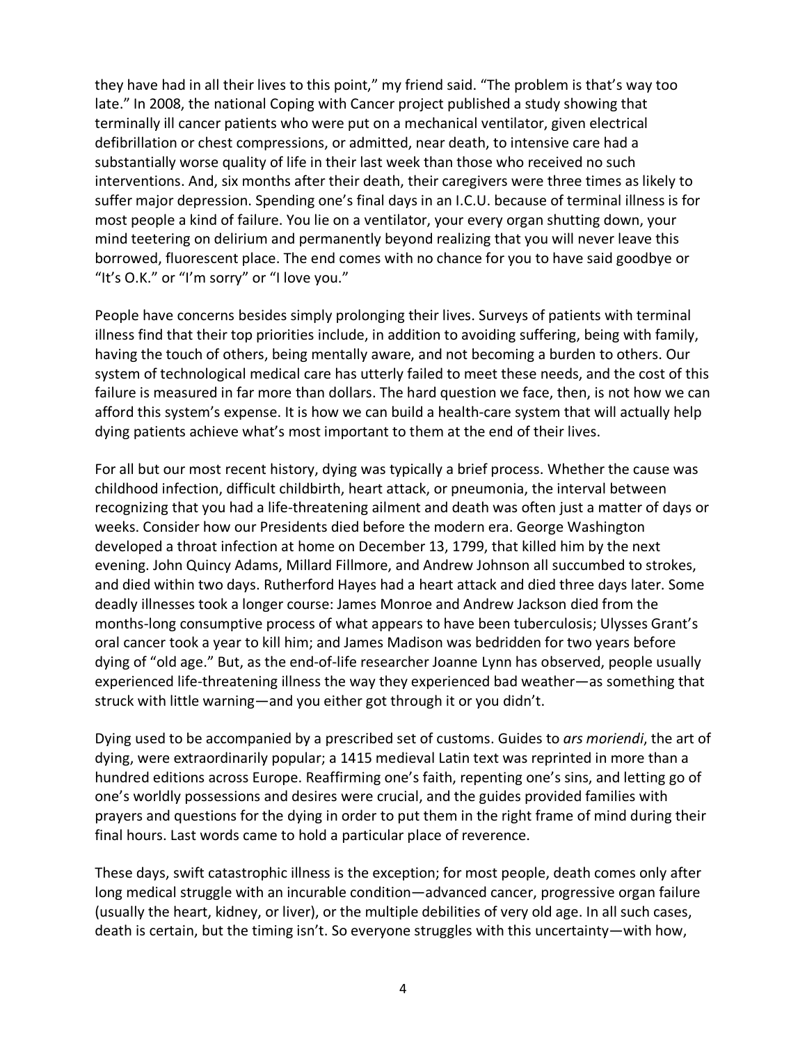they have had in all their lives to this point," my friend said. "The problem is that's way too late." In 2008, the national Coping with Cancer project published a study showing that terminally ill cancer patients who were put on a mechanical ventilator, given electrical defibrillation or chest compressions, or admitted, near death, to intensive care had a substantially worse quality of life in their last week than those who received no such interventions. And, six months after their death, their caregivers were three times as likely to suffer major depression. Spending one's final days in an I.C.U. because of terminal illness is for most people a kind of failure. You lie on a ventilator, your every organ shutting down, your mind teetering on delirium and permanently beyond realizing that you will never leave this borrowed, fluorescent place. The end comes with no chance for you to have said goodbye or "It's O.K." or "I'm sorry" or "I love you."

People have concerns besides simply prolonging their lives. Surveys of patients with terminal illness find that their top priorities include, in addition to avoiding suffering, being with family, having the touch of others, being mentally aware, and not becoming a burden to others. Our system of technological medical care has utterly failed to meet these needs, and the cost of this failure is measured in far more than dollars. The hard question we face, then, is not how we can afford this system's expense. It is how we can build a health-care system that will actually help dying patients achieve what's most important to them at the end of their lives.

For all but our most recent history, dying was typically a brief process. Whether the cause was childhood infection, difficult childbirth, heart attack, or pneumonia, the interval between recognizing that you had a life-threatening ailment and death was often just a matter of days or weeks. Consider how our Presidents died before the modern era. George Washington developed a throat infection at home on December 13, 1799, that killed him by the next evening. John Quincy Adams, Millard Fillmore, and Andrew Johnson all succumbed to strokes, and died within two days. Rutherford Hayes had a heart attack and died three days later. Some deadly illnesses took a longer course: James Monroe and Andrew Jackson died from the months-long consumptive process of what appears to have been tuberculosis; Ulysses Grant's oral cancer took a year to kill him; and James Madison was bedridden for two years before dying of "old age." But, as the end-of-life researcher Joanne Lynn has observed, people usually experienced life-threatening illness the way they experienced bad weather—as something that struck with little warning—and you either got through it or you didn't.

Dying used to be accompanied by a prescribed set of customs. Guides to *ars moriendi*, the art of dying, were extraordinarily popular; a 1415 medieval Latin text was reprinted in more than a hundred editions across Europe. Reaffirming one's faith, repenting one's sins, and letting go of one's worldly possessions and desires were crucial, and the guides provided families with prayers and questions for the dying in order to put them in the right frame of mind during their final hours. Last words came to hold a particular place of reverence.

These days, swift catastrophic illness is the exception; for most people, death comes only after long medical struggle with an incurable condition—advanced cancer, progressive organ failure (usually the heart, kidney, or liver), or the multiple debilities of very old age. In all such cases, death is certain, but the timing isn't. So everyone struggles with this uncertainty—with how,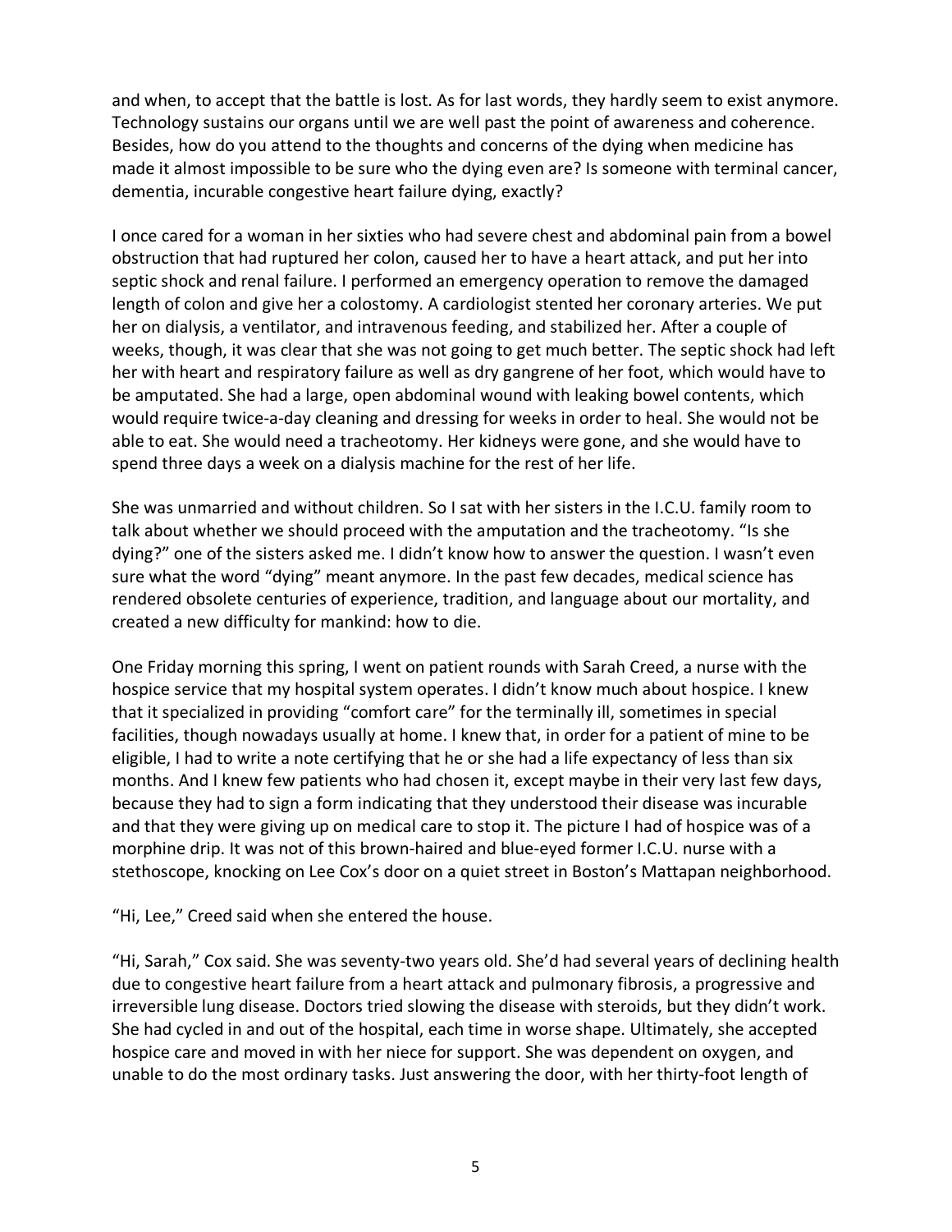and when, to accept that the battle is lost. As for last words, they hardly seem to exist anymore. Technology sustains our organs until we are well past the point of awareness and coherence. Besides, how do you attend to the thoughts and concerns of the dying when medicine has made it almost impossible to be sure who the dying even are? Is someone with terminal cancer, dementia, incurable congestive heart failure dying, exactly?

I once cared for a woman in her sixties who had severe chest and abdominal pain from a bowel obstruction that had ruptured her colon, caused her to have a heart attack, and put her into septic shock and renal failure. I performed an emergency operation to remove the damaged length of colon and give her a colostomy. A cardiologist stented her coronary arteries. We put her on dialysis, a ventilator, and intravenous feeding, and stabilized her. After a couple of weeks, though, it was clear that she was not going to get much better. The septic shock had left her with heart and respiratory failure as well as dry gangrene of her foot, which would have to be amputated. She had a large, open abdominal wound with leaking bowel contents, which would require twice-a-day cleaning and dressing for weeks in order to heal. She would not be able to eat. She would need a tracheotomy. Her kidneys were gone, and she would have to spend three days a week on a dialysis machine for the rest of her life.

She was unmarried and without children. So I sat with her sisters in the I.C.U. family room to talk about whether we should proceed with the amputation and the tracheotomy. "Is she dying?" one of the sisters asked me. I didn't know how to answer the question. I wasn't even sure what the word "dying" meant anymore. In the past few decades, medical science has rendered obsolete centuries of experience, tradition, and language about our mortality, and created a new difficulty for mankind: how to die.

One Friday morning this spring, I went on patient rounds with Sarah Creed, a nurse with the hospice service that my hospital system operates. I didn't know much about hospice. I knew that it specialized in providing "comfort care" for the terminally ill, sometimes in special facilities, though nowadays usually at home. I knew that, in order for a patient of mine to be eligible, I had to write a note certifying that he or she had a life expectancy of less than six months. And I knew few patients who had chosen it, except maybe in their very last few days, because they had to sign a form indicating that they understood their disease was incurable and that they were giving up on medical care to stop it. The picture I had of hospice was of a morphine drip. It was not of this brown-haired and blue-eyed former I.C.U. nurse with a stethoscope, knocking on Lee Cox's door on a quiet street in Boston's Mattapan neighborhood.

"Hi, Lee," Creed said when she entered the house.

"Hi, Sarah," Cox said. She was seventy-two years old. She'd had several years of declining health due to congestive heart failure from a heart attack and pulmonary fibrosis, a progressive and irreversible lung disease. Doctors tried slowing the disease with steroids, but they didn't work. She had cycled in and out of the hospital, each time in worse shape. Ultimately, she accepted hospice care and moved in with her niece for support. She was dependent on oxygen, and unable to do the most ordinary tasks. Just answering the door, with her thirty-foot length of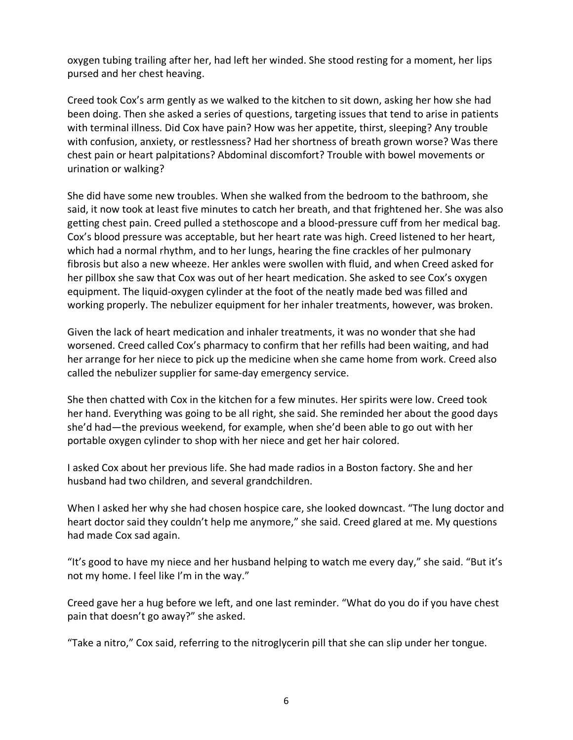oxygen tubing trailing after her, had left her winded. She stood resting for a moment, her lips pursed and her chest heaving.

Creed took Cox's arm gently as we walked to the kitchen to sit down, asking her how she had been doing. Then she asked a series of questions, targeting issues that tend to arise in patients with terminal illness. Did Cox have pain? How was her appetite, thirst, sleeping? Any trouble with confusion, anxiety, or restlessness? Had her shortness of breath grown worse? Was there chest pain or heart palpitations? Abdominal discomfort? Trouble with bowel movements or urination or walking?

She did have some new troubles. When she walked from the bedroom to the bathroom, she said, it now took at least five minutes to catch her breath, and that frightened her. She was also getting chest pain. Creed pulled a stethoscope and a blood-pressure cuff from her medical bag. Cox's blood pressure was acceptable, but her heart rate was high. Creed listened to her heart, which had a normal rhythm, and to her lungs, hearing the fine crackles of her pulmonary fibrosis but also a new wheeze. Her ankles were swollen with fluid, and when Creed asked for her pillbox she saw that Cox was out of her heart medication. She asked to see Cox's oxygen equipment. The liquid-oxygen cylinder at the foot of the neatly made bed was filled and working properly. The nebulizer equipment for her inhaler treatments, however, was broken.

Given the lack of heart medication and inhaler treatments, it was no wonder that she had worsened. Creed called Cox's pharmacy to confirm that her refills had been waiting, and had her arrange for her niece to pick up the medicine when she came home from work. Creed also called the nebulizer supplier for same-day emergency service.

She then chatted with Cox in the kitchen for a few minutes. Her spirits were low. Creed took her hand. Everything was going to be all right, she said. She reminded her about the good days she'd had—the previous weekend, for example, when she'd been able to go out with her portable oxygen cylinder to shop with her niece and get her hair colored.

I asked Cox about her previous life. She had made radios in a Boston factory. She and her husband had two children, and several grandchildren.

When I asked her why she had chosen hospice care, she looked downcast. "The lung doctor and heart doctor said they couldn't help me anymore," she said. Creed glared at me. My questions had made Cox sad again.

"It's good to have my niece and her husband helping to watch me every day," she said. "But it's not my home. I feel like I'm in the way."

Creed gave her a hug before we left, and one last reminder. "What do you do if you have chest pain that doesn't go away?" she asked.

"Take a nitro," Cox said, referring to the nitroglycerin pill that she can slip under her tongue.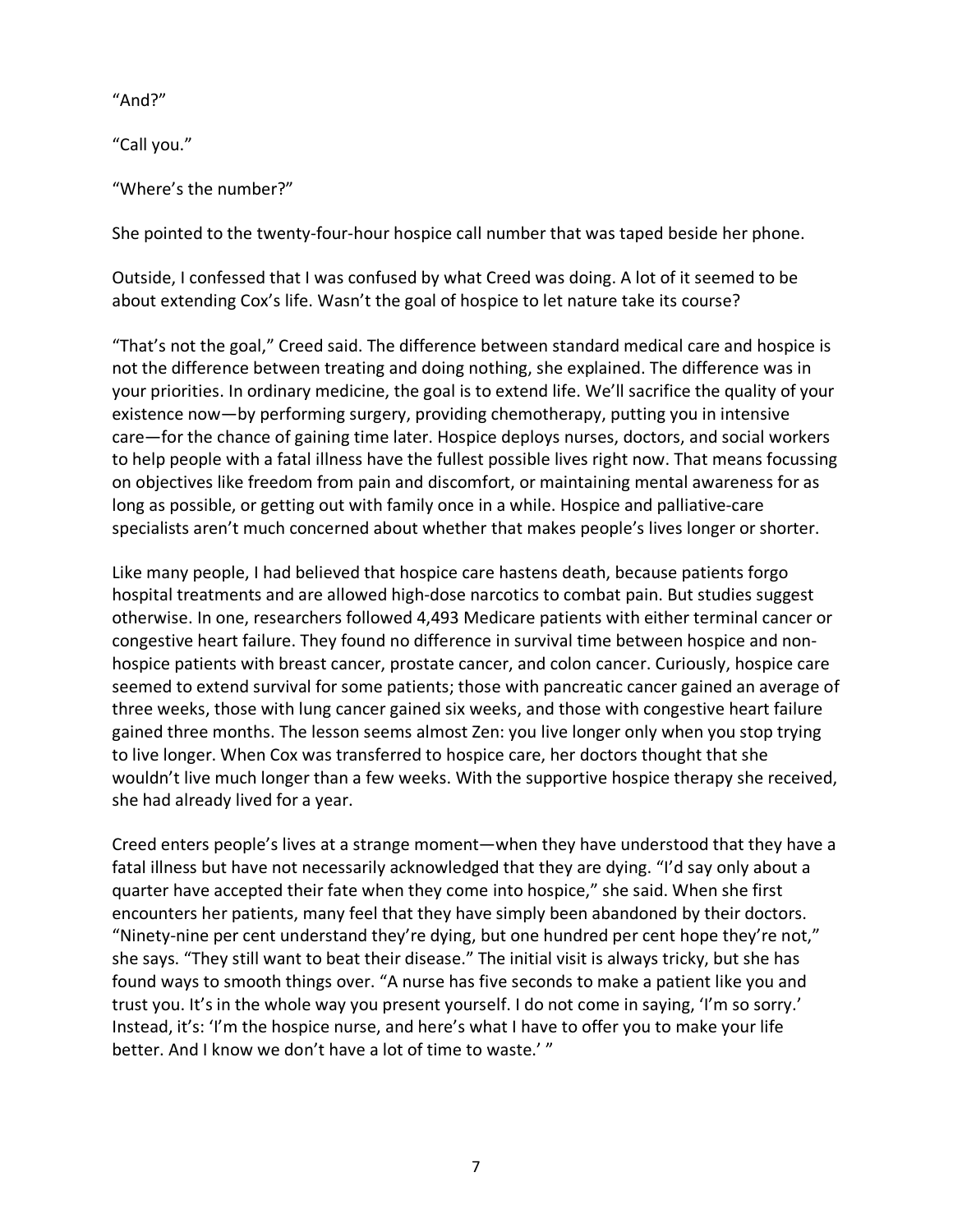“And?”

“Call you.”

“Where’s the number?”

She pointed to the twenty-four-hour hospice call number that was taped beside her phone.

Outside, I confessed that I was confused by what Creed was doing. A lot of it seemed to be about extending Cox’s life. Wasn’t the goal of hospice to let nature take its course?

“That’s not the goal,” Creed said. The difference between standard medical care and hospice is not the difference between treating and doing nothing, she explained. The difference was in your priorities. In ordinary medicine, the goal is to extend life. We’ll sacrifice the quality of your existence now—by performing surgery, providing chemotherapy, putting you in intensive care—for the chance of gaining time later. Hospice deploys nurses, doctors, and social workers to help people with a fatal illness have the fullest possible lives right now. That means focussing on objectives like freedom from pain and discomfort, or maintaining mental awareness for as long as possible, or getting out with family once in a while. Hospice and palliative-care specialists aren’t much concerned about whether that makes people’s lives longer or shorter.

Like many people, I had believed that hospice care hastens death, because patients forgo hospital treatments and are allowed high-dose narcotics to combat pain. But studies suggest otherwise. In one, researchers followed 4,493 Medicare patients with either terminal cancer or congestive heart failure. They found no difference in survival time between hospice and non-hospice patients with breast cancer, prostate cancer, and colon cancer. Curiously, hospice care seemed to extend survival for some patients; those with pancreatic cancer gained an average of three weeks, those with lung cancer gained six weeks, and those with congestive heart failure gained three months. The lesson seems almost Zen: you live longer only when you stop trying to live longer. When Cox was transferred to hospice care, her doctors thought that she wouldn’t live much longer than a few weeks. With the supportive hospice therapy she received, she had already lived for a year.

Creed enters people’s lives at a strange moment—when they have understood that they have a fatal illness but have not necessarily acknowledged that they are dying. “I’d say only about a quarter have accepted their fate when they come into hospice,” she said. When she first encounters her patients, many feel that they have simply been abandoned by their doctors. “Ninety-nine per cent understand they’re dying, but one hundred per cent hope they’re not,” she says. “They still want to beat their disease.” The initial visit is always tricky, but she has found ways to smooth things over. “A nurse has five seconds to make a patient like you and trust you. It’s in the whole way you present yourself. I do not come in saying, ‘I’m so sorry.’ Instead, it’s: ‘I’m the hospice nurse, and here’s what I have to offer you to make your life better. And I know we don’t have a lot of time to waste.’ ”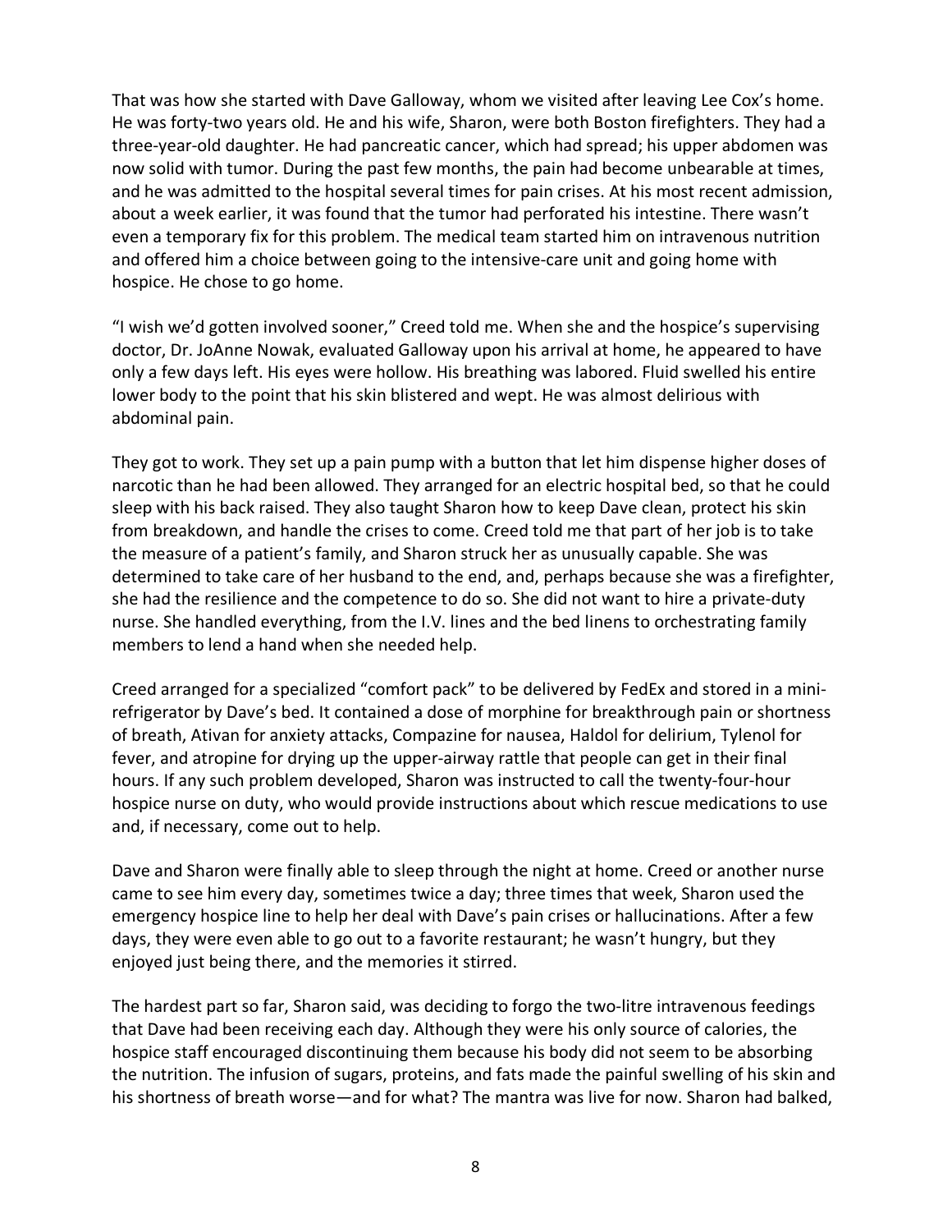That was how she started with Dave Galloway, whom we visited after leaving Lee Cox's home. He was forty-two years old. He and his wife, Sharon, were both Boston firefighters. They had a three-year-old daughter. He had pancreatic cancer, which had spread; his upper abdomen was now solid with tumor. During the past few months, the pain had become unbearable at times, and he was admitted to the hospital several times for pain crises. At his most recent admission, about a week earlier, it was found that the tumor had perforated his intestine. There wasn't even a temporary fix for this problem. The medical team started him on intravenous nutrition and offered him a choice between going to the intensive-care unit and going home with hospice. He chose to go home.

"I wish we'd gotten involved sooner," Creed told me. When she and the hospice's supervising doctor, Dr. JoAnne Nowak, evaluated Galloway upon his arrival at home, he appeared to have only a few days left. His eyes were hollow. His breathing was labored. Fluid swelled his entire lower body to the point that his skin blistered and wept. He was almost delirious with abdominal pain.

They got to work. They set up a pain pump with a button that let him dispense higher doses of narcotic than he had been allowed. They arranged for an electric hospital bed, so that he could sleep with his back raised. They also taught Sharon how to keep Dave clean, protect his skin from breakdown, and handle the crises to come. Creed told me that part of her job is to take the measure of a patient's family, and Sharon struck her as unusually capable. She was determined to take care of her husband to the end, and, perhaps because she was a firefighter, she had the resilience and the competence to do so. She did not want to hire a private-duty nurse. She handled everything, from the I.V. lines and the bed linens to orchestrating family members to lend a hand when she needed help.

Creed arranged for a specialized "comfort pack" to be delivered by FedEx and stored in a mini-refrigerator by Dave's bed. It contained a dose of morphine for breakthrough pain or shortness of breath, Ativan for anxiety attacks, Compazine for nausea, Haldol for delirium, Tylenol for fever, and atropine for drying up the upper-airway rattle that people can get in their final hours. If any such problem developed, Sharon was instructed to call the twenty-four-hour hospice nurse on duty, who would provide instructions about which rescue medications to use and, if necessary, come out to help.

Dave and Sharon were finally able to sleep through the night at home. Creed or another nurse came to see him every day, sometimes twice a day; three times that week, Sharon used the emergency hospice line to help her deal with Dave's pain crises or hallucinations. After a few days, they were even able to go out to a favorite restaurant; he wasn't hungry, but they enjoyed just being there, and the memories it stirred.

The hardest part so far, Sharon said, was deciding to forgo the two-litre intravenous feedings that Dave had been receiving each day. Although they were his only source of calories, the hospice staff encouraged discontinuing them because his body did not seem to be absorbing the nutrition. The infusion of sugars, proteins, and fats made the painful swelling of his skin and his shortness of breath worse—and for what? The mantra was live for now. Sharon had balked,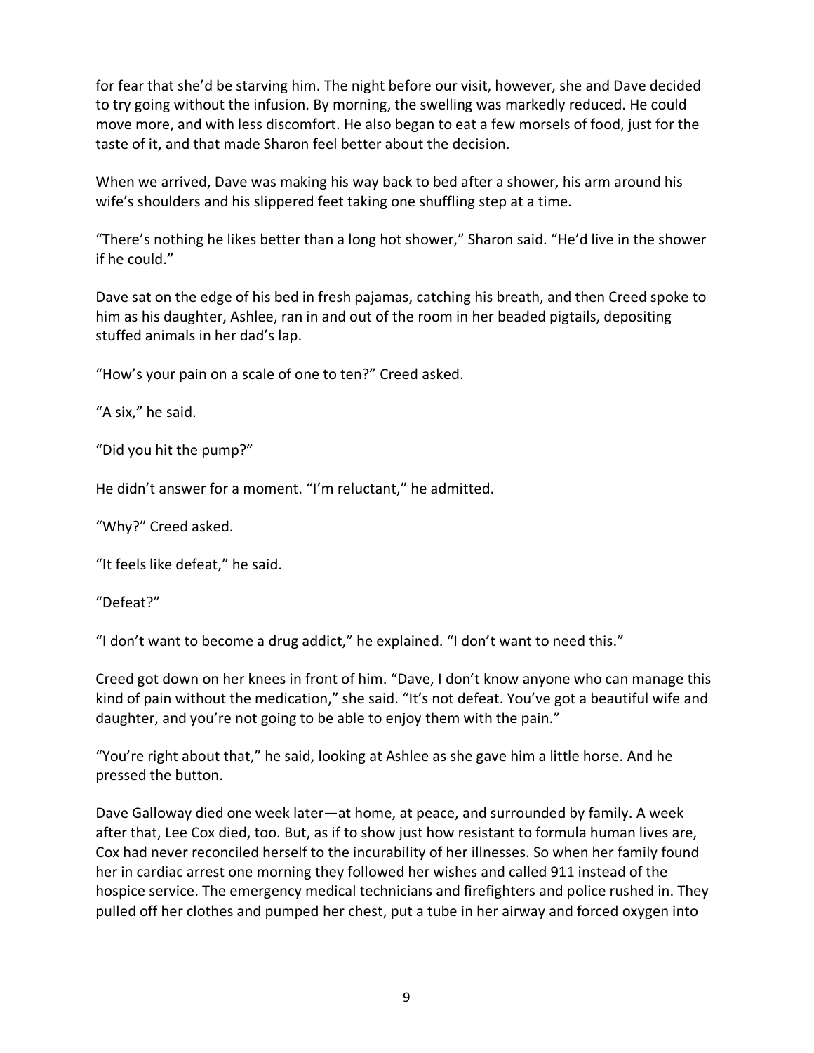for fear that she'd be starving him. The night before our visit, however, she and Dave decided to try going without the infusion. By morning, the swelling was markedly reduced. He could move more, and with less discomfort. He also began to eat a few morsels of food, just for the taste of it, and that made Sharon feel better about the decision.

When we arrived, Dave was making his way back to bed after a shower, his arm around his wife's shoulders and his slippered feet taking one shuffling step at a time.

"There's nothing he likes better than a long hot shower," Sharon said. "He'd live in the shower if he could."

Dave sat on the edge of his bed in fresh pajamas, catching his breath, and then Creed spoke to him as his daughter, Ashlee, ran in and out of the room in her beaded pigtails, depositing stuffed animals in her dad's lap.

"How's your pain on a scale of one to ten?" Creed asked.

"A six," he said.

"Did you hit the pump?"

He didn't answer for a moment. "I'm reluctant," he admitted.

"Why?" Creed asked.

"It feels like defeat," he said.

"Defeat?"

"I don't want to become a drug addict," he explained. "I don't want to need this."

Creed got down on her knees in front of him. "Dave, I don't know anyone who can manage this kind of pain without the medication," she said. "It's not defeat. You've got a beautiful wife and daughter, and you're not going to be able to enjoy them with the pain."

"You're right about that," he said, looking at Ashlee as she gave him a little horse. And he pressed the button.

Dave Galloway died one week later—at home, at peace, and surrounded by family. A week after that, Lee Cox died, too. But, as if to show just how resistant to formula human lives are, Cox had never reconciled herself to the incurability of her illnesses. So when her family found her in cardiac arrest one morning they followed her wishes and called 911 instead of the hospice service. The emergency medical technicians and firefighters and police rushed in. They pulled off her clothes and pumped her chest, put a tube in her airway and forced oxygen into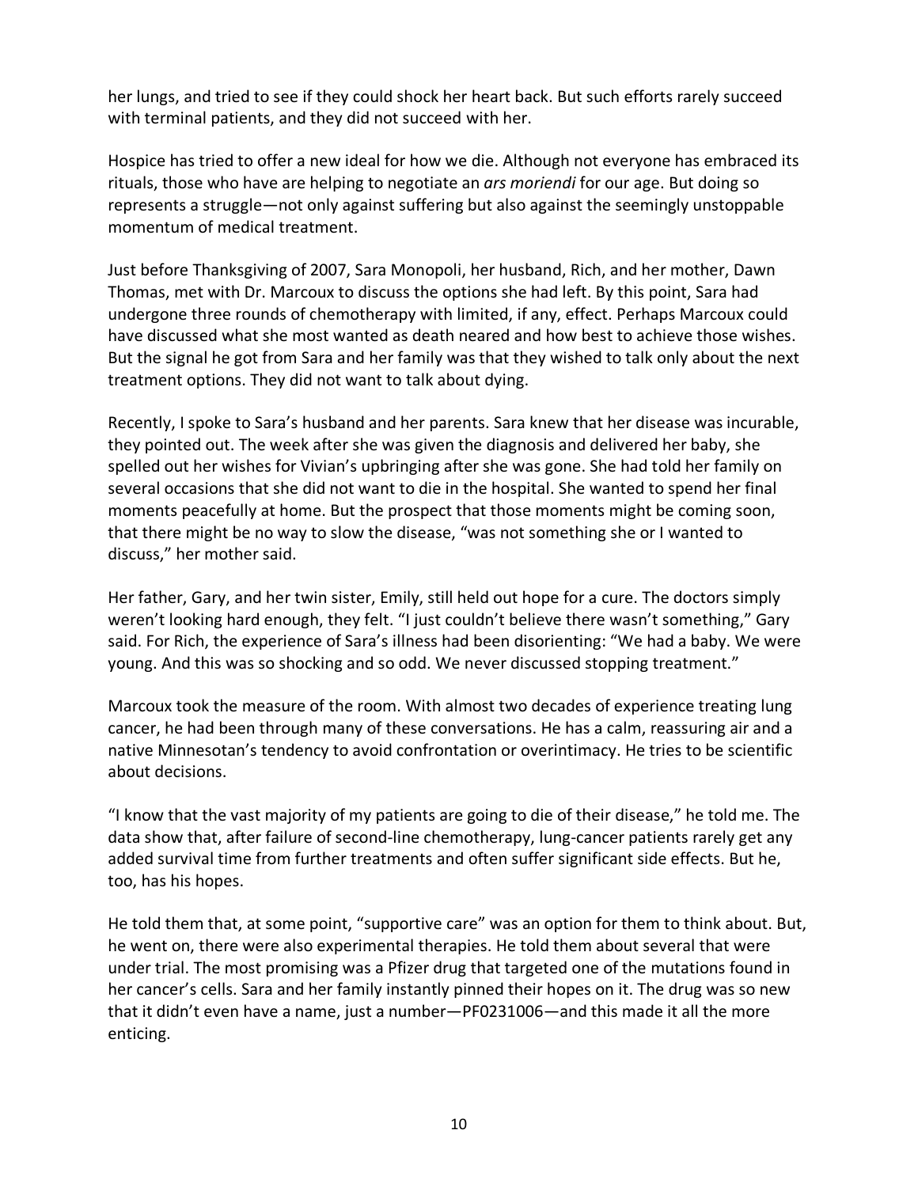her lungs, and tried to see if they could shock her heart back. But such efforts rarely succeed with terminal patients, and they did not succeed with her.

Hospice has tried to offer a new ideal for how we die. Although not everyone has embraced its rituals, those who have are helping to negotiate an *ars moriendi* for our age. But doing so represents a struggle—not only against suffering but also against the seemingly unstoppable momentum of medical treatment.

Just before Thanksgiving of 2007, Sara Monopoli, her husband, Rich, and her mother, Dawn Thomas, met with Dr. Marcoux to discuss the options she had left. By this point, Sara had undergone three rounds of chemotherapy with limited, if any, effect. Perhaps Marcoux could have discussed what she most wanted as death neared and how best to achieve those wishes. But the signal he got from Sara and her family was that they wished to talk only about the next treatment options. They did not want to talk about dying.

Recently, I spoke to Sara's husband and her parents. Sara knew that her disease was incurable, they pointed out. The week after she was given the diagnosis and delivered her baby, she spelled out her wishes for Vivian's upbringing after she was gone. She had told her family on several occasions that she did not want to die in the hospital. She wanted to spend her final moments peacefully at home. But the prospect that those moments might be coming soon, that there might be no way to slow the disease, "was not something she or I wanted to discuss," her mother said.

Her father, Gary, and her twin sister, Emily, still held out hope for a cure. The doctors simply weren't looking hard enough, they felt. "I just couldn't believe there wasn't something," Gary said. For Rich, the experience of Sara's illness had been disorienting: "We had a baby. We were young. And this was so shocking and so odd. We never discussed stopping treatment."

Marcoux took the measure of the room. With almost two decades of experience treating lung cancer, he had been through many of these conversations. He has a calm, reassuring air and a native Minnesotan's tendency to avoid confrontation or overintimacy. He tries to be scientific about decisions.

"I know that the vast majority of my patients are going to die of their disease," he told me. The data show that, after failure of second-line chemotherapy, lung-cancer patients rarely get any added survival time from further treatments and often suffer significant side effects. But he, too, has his hopes.

He told them that, at some point, "supportive care" was an option for them to think about. But, he went on, there were also experimental therapies. He told them about several that were under trial. The most promising was a Pfizer drug that targeted one of the mutations found in her cancer's cells. Sara and her family instantly pinned their hopes on it. The drug was so new that it didn't even have a name, just a number—PF0231006—and this made it all the more enticing.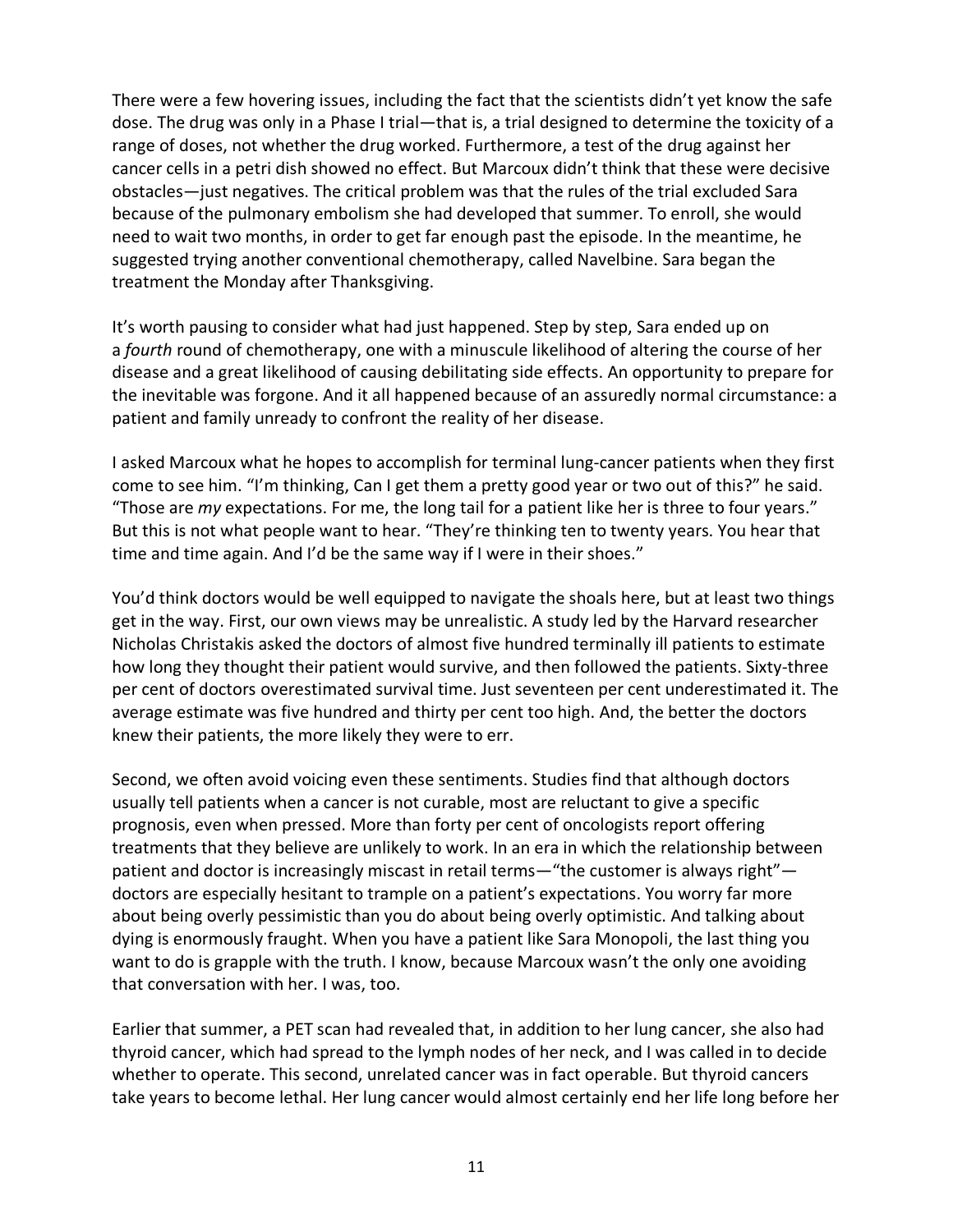There were a few hovering issues, including the fact that the scientists didn't yet know the safe dose. The drug was only in a Phase I trial—that is, a trial designed to determine the toxicity of a range of doses, not whether the drug worked. Furthermore, a test of the drug against her cancer cells in a petri dish showed no effect. But Marcoux didn't think that these were decisive obstacles—just negatives. The critical problem was that the rules of the trial excluded Sara because of the pulmonary embolism she had developed that summer. To enroll, she would need to wait two months, in order to get far enough past the episode. In the meantime, he suggested trying another conventional chemotherapy, called Navelbine. Sara began the treatment the Monday after Thanksgiving.

It's worth pausing to consider what had just happened. Step by step, Sara ended up on a *fourth* round of chemotherapy, one with a minuscule likelihood of altering the course of her disease and a great likelihood of causing debilitating side effects. An opportunity to prepare for the inevitable was forgone. And it all happened because of an assuredly normal circumstance: a patient and family unready to confront the reality of her disease.

I asked Marcoux what he hopes to accomplish for terminal lung-cancer patients when they first come to see him. "I'm thinking, Can I get them a pretty good year or two out of this?" he said. "Those are *my* expectations. For me, the long tail for a patient like her is three to four years." But this is not what people want to hear. "They're thinking ten to twenty years. You hear that time and time again. And I'd be the same way if I were in their shoes."

You'd think doctors would be well equipped to navigate the shoals here, but at least two things get in the way. First, our own views may be unrealistic. A study led by the Harvard researcher Nicholas Christakis asked the doctors of almost five hundred terminally ill patients to estimate how long they thought their patient would survive, and then followed the patients. Sixty-three per cent of doctors overestimated survival time. Just seventeen per cent underestimated it. The average estimate was five hundred and thirty per cent too high. And, the better the doctors knew their patients, the more likely they were to err.

Second, we often avoid voicing even these sentiments. Studies find that although doctors usually tell patients when a cancer is not curable, most are reluctant to give a specific prognosis, even when pressed. More than forty per cent of oncologists report offering treatments that they believe are unlikely to work. In an era in which the relationship between patient and doctor is increasingly miscast in retail terms—"the customer is always right"—doctors are especially hesitant to trample on a patient's expectations. You worry far more about being overly pessimistic than you do about being overly optimistic. And talking about dying is enormously fraught. When you have a patient like Sara Monopoli, the last thing you want to do is grapple with the truth. I know, because Marcoux wasn't the only one avoiding that conversation with her. I was, too.

Earlier that summer, a PET scan had revealed that, in addition to her lung cancer, she also had thyroid cancer, which had spread to the lymph nodes of her neck, and I was called in to decide whether to operate. This second, unrelated cancer was in fact operable. But thyroid cancers take years to become lethal. Her lung cancer would almost certainly end her life long before her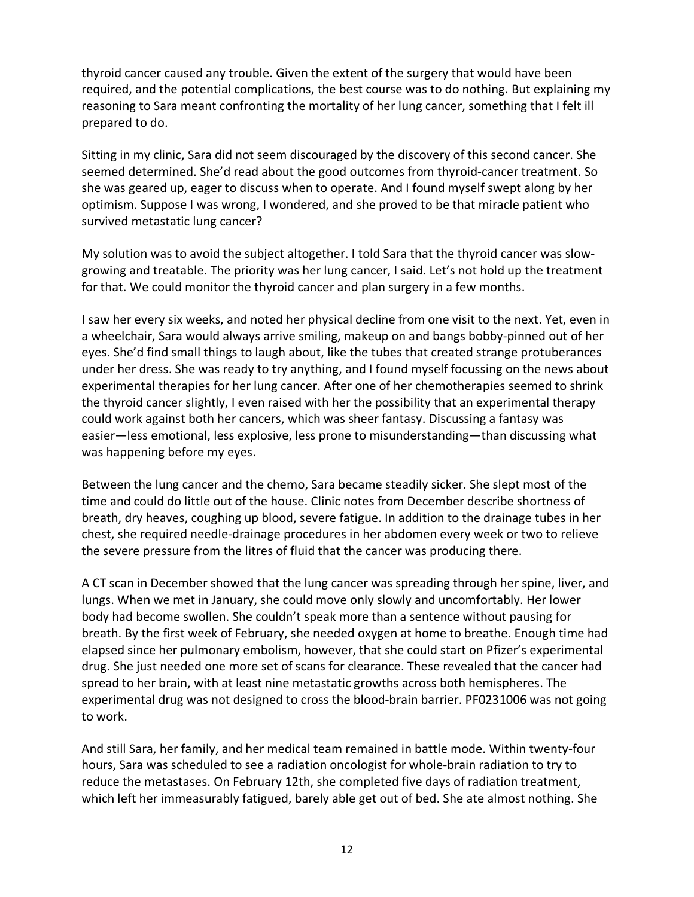thyroid cancer caused any trouble. Given the extent of the surgery that would have been required, and the potential complications, the best course was to do nothing. But explaining my reasoning to Sara meant confronting the mortality of her lung cancer, something that I felt ill prepared to do.

Sitting in my clinic, Sara did not seem discouraged by the discovery of this second cancer. She seemed determined. She'd read about the good outcomes from thyroid-cancer treatment. So she was geared up, eager to discuss when to operate. And I found myself swept along by her optimism. Suppose I was wrong, I wondered, and she proved to be that miracle patient who survived metastatic lung cancer?

My solution was to avoid the subject altogether. I told Sara that the thyroid cancer was slow-growing and treatable. The priority was her lung cancer, I said. Let's not hold up the treatment for that. We could monitor the thyroid cancer and plan surgery in a few months.

I saw her every six weeks, and noted her physical decline from one visit to the next. Yet, even in a wheelchair, Sara would always arrive smiling, makeup on and bangs bobby-pinned out of her eyes. She'd find small things to laugh about, like the tubes that created strange protuberances under her dress. She was ready to try anything, and I found myself focussing on the news about experimental therapies for her lung cancer. After one of her chemotherapies seemed to shrink the thyroid cancer slightly, I even raised with her the possibility that an experimental therapy could work against both her cancers, which was sheer fantasy. Discussing a fantasy was easier—less emotional, less explosive, less prone to misunderstanding—than discussing what was happening before my eyes.

Between the lung cancer and the chemo, Sara became steadily sicker. She slept most of the time and could do little out of the house. Clinic notes from December describe shortness of breath, dry heaves, coughing up blood, severe fatigue. In addition to the drainage tubes in her chest, she required needle-drainage procedures in her abdomen every week or two to relieve the severe pressure from the litres of fluid that the cancer was producing there.

A CT scan in December showed that the lung cancer was spreading through her spine, liver, and lungs. When we met in January, she could move only slowly and uncomfortably. Her lower body had become swollen. She couldn't speak more than a sentence without pausing for breath. By the first week of February, she needed oxygen at home to breathe. Enough time had elapsed since her pulmonary embolism, however, that she could start on Pfizer's experimental drug. She just needed one more set of scans for clearance. These revealed that the cancer had spread to her brain, with at least nine metastatic growths across both hemispheres. The experimental drug was not designed to cross the blood-brain barrier. PF0231006 was not going to work.

And still Sara, her family, and her medical team remained in battle mode. Within twenty-four hours, Sara was scheduled to see a radiation oncologist for whole-brain radiation to try to reduce the metastases. On February 12th, she completed five days of radiation treatment, which left her immeasurably fatigued, barely able get out of bed. She ate almost nothing. She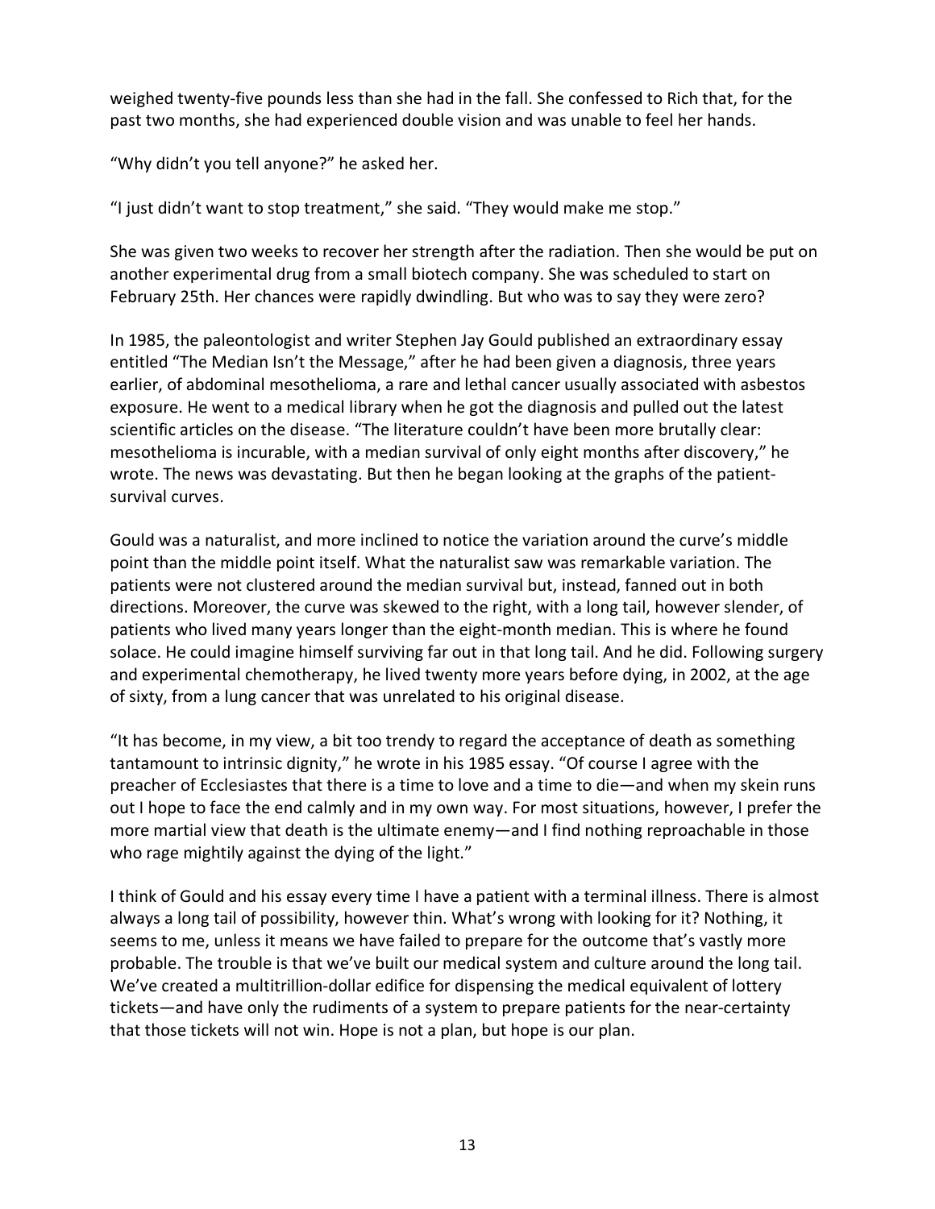weighed twenty-five pounds less than she had in the fall. She confessed to Rich that, for the past two months, she had experienced double vision and was unable to feel her hands.

"Why didn't you tell anyone?" he asked her.

"I just didn't want to stop treatment," she said. "They would make me stop."

She was given two weeks to recover her strength after the radiation. Then she would be put on another experimental drug from a small biotech company. She was scheduled to start on February 25th. Her chances were rapidly dwindling. But who was to say they were zero?

In 1985, the paleontologist and writer Stephen Jay Gould published an extraordinary essay entitled "The Median Isn't the Message," after he had been given a diagnosis, three years earlier, of abdominal mesothelioma, a rare and lethal cancer usually associated with asbestos exposure. He went to a medical library when he got the diagnosis and pulled out the latest scientific articles on the disease. "The literature couldn't have been more brutally clear: mesothelioma is incurable, with a median survival of only eight months after discovery," he wrote. The news was devastating. But then he began looking at the graphs of the patient-survival curves.

Gould was a naturalist, and more inclined to notice the variation around the curve's middle point than the middle point itself. What the naturalist saw was remarkable variation. The patients were not clustered around the median survival but, instead, fanned out in both directions. Moreover, the curve was skewed to the right, with a long tail, however slender, of patients who lived many years longer than the eight-month median. This is where he found solace. He could imagine himself surviving far out in that long tail. And he did. Following surgery and experimental chemotherapy, he lived twenty more years before dying, in 2002, at the age of sixty, from a lung cancer that was unrelated to his original disease.

"It has become, in my view, a bit too trendy to regard the acceptance of death as something tantamount to intrinsic dignity," he wrote in his 1985 essay. "Of course I agree with the preacher of Ecclesiastes that there is a time to love and a time to die—and when my skein runs out I hope to face the end calmly and in my own way. For most situations, however, I prefer the more martial view that death is the ultimate enemy—and I find nothing reproachable in those who rage mightily against the dying of the light."

I think of Gould and his essay every time I have a patient with a terminal illness. There is almost always a long tail of possibility, however thin. What's wrong with looking for it? Nothing, it seems to me, unless it means we have failed to prepare for the outcome that's vastly more probable. The trouble is that we've built our medical system and culture around the long tail. We've created a multitrillion-dollar edifice for dispensing the medical equivalent of lottery tickets—and have only the rudiments of a system to prepare patients for the near-certainty that those tickets will not win. Hope is not a plan, but hope is our plan.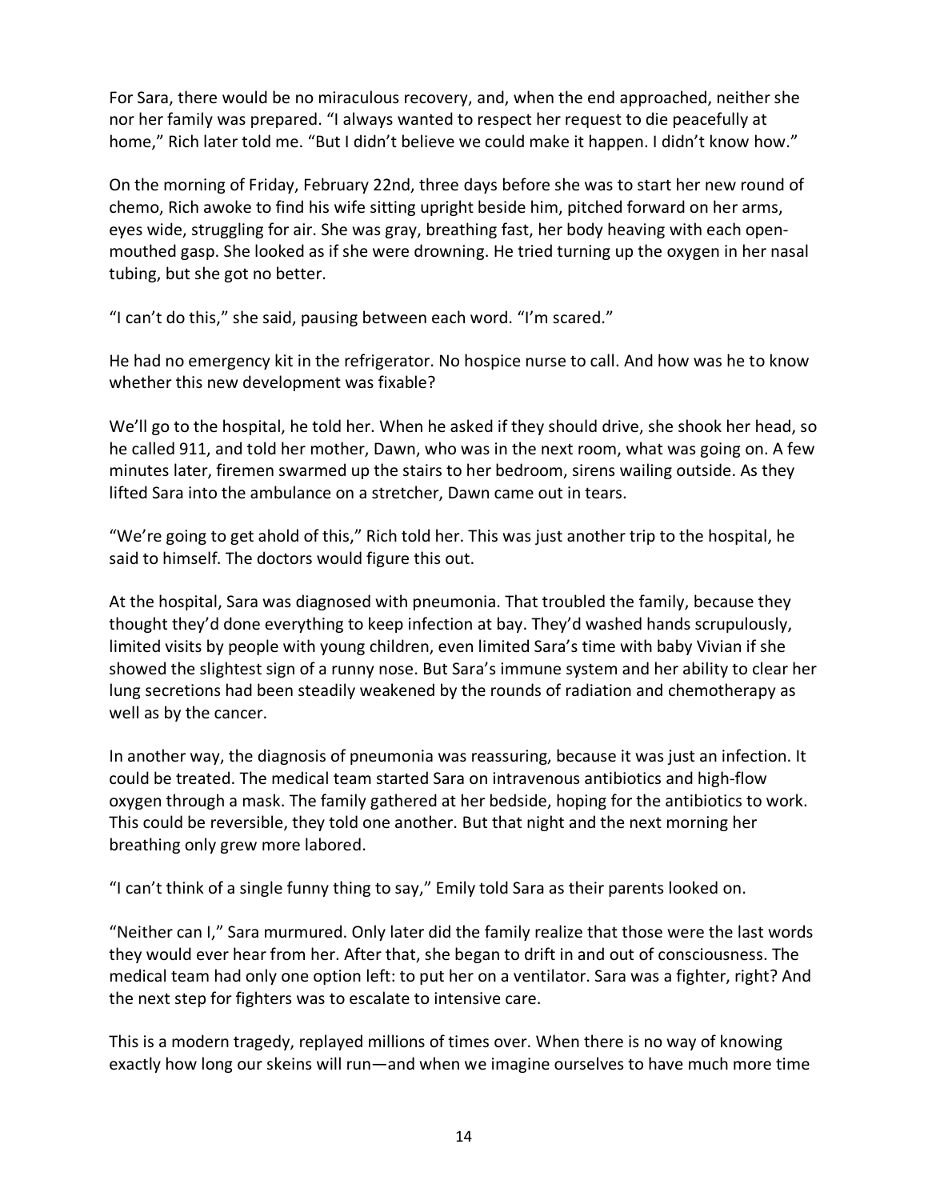For Sara, there would be no miraculous recovery, and, when the end approached, neither she nor her family was prepared. "I always wanted to respect her request to die peacefully at home," Rich later told me. "But I didn't believe we could make it happen. I didn't know how."

On the morning of Friday, February 22nd, three days before she was to start her new round of chemo, Rich awoke to find his wife sitting upright beside him, pitched forward on her arms, eyes wide, struggling for air. She was gray, breathing fast, her body heaving with each open-mouthed gasp. She looked as if she were drowning. He tried turning up the oxygen in her nasal tubing, but she got no better.

"I can't do this," she said, pausing between each word. "I'm scared."

He had no emergency kit in the refrigerator. No hospice nurse to call. And how was he to know whether this new development was fixable?

We'll go to the hospital, he told her. When he asked if they should drive, she shook her head, so he called 911, and told her mother, Dawn, who was in the next room, what was going on. A few minutes later, firemen swarmed up the stairs to her bedroom, sirens wailing outside. As they lifted Sara into the ambulance on a stretcher, Dawn came out in tears.

"We're going to get ahold of this," Rich told her. This was just another trip to the hospital, he said to himself. The doctors would figure this out.

At the hospital, Sara was diagnosed with pneumonia. That troubled the family, because they thought they'd done everything to keep infection at bay. They'd washed hands scrupulously, limited visits by people with young children, even limited Sara's time with baby Vivian if she showed the slightest sign of a runny nose. But Sara's immune system and her ability to clear her lung secretions had been steadily weakened by the rounds of radiation and chemotherapy as well as by the cancer.

In another way, the diagnosis of pneumonia was reassuring, because it was just an infection. It could be treated. The medical team started Sara on intravenous antibiotics and high-flow oxygen through a mask. The family gathered at her bedside, hoping for the antibiotics to work. This could be reversible, they told one another. But that night and the next morning her breathing only grew more labored.

"I can't think of a single funny thing to say," Emily told Sara as their parents looked on.

"Neither can I," Sara murmured. Only later did the family realize that those were the last words they would ever hear from her. After that, she began to drift in and out of consciousness. The medical team had only one option left: to put her on a ventilator. Sara was a fighter, right? And the next step for fighters was to escalate to intensive care.

This is a modern tragedy, replayed millions of times over. When there is no way of knowing exactly how long our skeins will run—and when we imagine ourselves to have much more time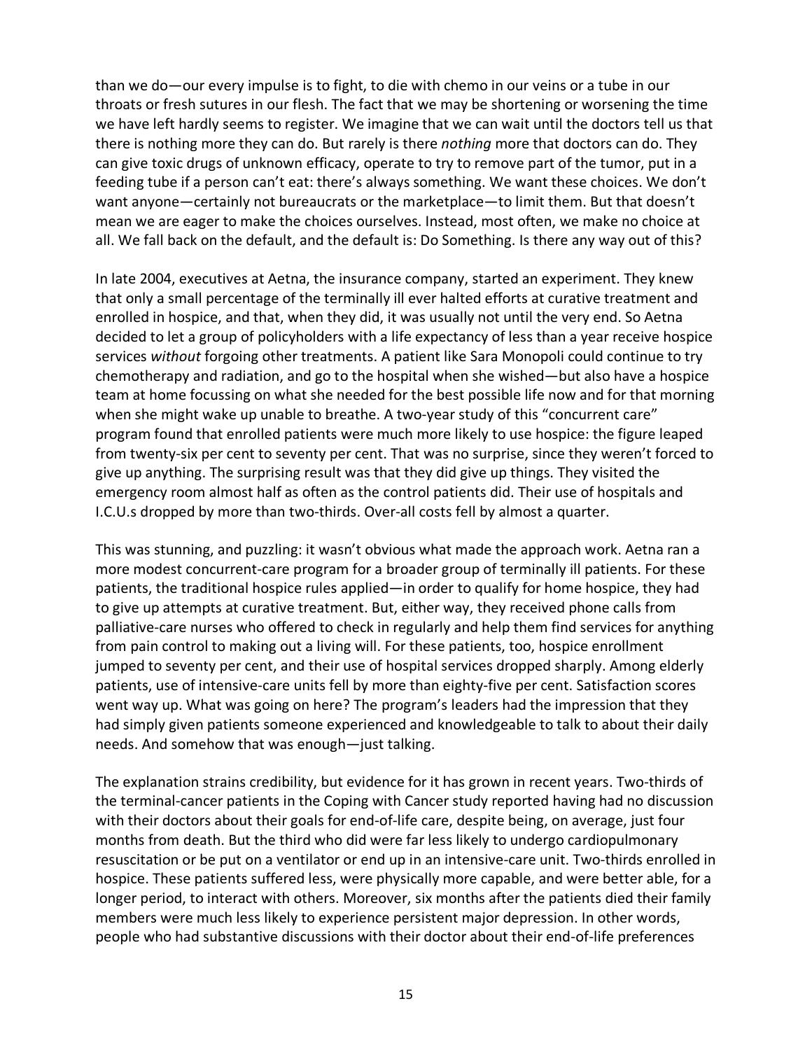than we do—our every impulse is to fight, to die with chemo in our veins or a tube in our throats or fresh sutures in our flesh. The fact that we may be shortening or worsening the time we have left hardly seems to register. We imagine that we can wait until the doctors tell us that there is nothing more they can do. But rarely is there *nothing* more that doctors can do. They can give toxic drugs of unknown efficacy, operate to try to remove part of the tumor, put in a feeding tube if a person can't eat: there's always something. We want these choices. We don't want anyone—certainly not bureaucrats or the marketplace—to limit them. But that doesn't mean we are eager to make the choices ourselves. Instead, most often, we make no choice at all. We fall back on the default, and the default is: Do Something. Is there any way out of this?

In late 2004, executives at Aetna, the insurance company, started an experiment. They knew that only a small percentage of the terminally ill ever halted efforts at curative treatment and enrolled in hospice, and that, when they did, it was usually not until the very end. So Aetna decided to let a group of policyholders with a life expectancy of less than a year receive hospice services *without* forgoing other treatments. A patient like Sara Monopoli could continue to try chemotherapy and radiation, and go to the hospital when she wished—but also have a hospice team at home focussing on what she needed for the best possible life now and for that morning when she might wake up unable to breathe. A two-year study of this "concurrent care" program found that enrolled patients were much more likely to use hospice: the figure leaped from twenty-six per cent to seventy per cent. That was no surprise, since they weren't forced to give up anything. The surprising result was that they did give up things. They visited the emergency room almost half as often as the control patients did. Their use of hospitals and I.C.U.s dropped by more than two-thirds. Over-all costs fell by almost a quarter.

This was stunning, and puzzling: it wasn't obvious what made the approach work. Aetna ran a more modest concurrent-care program for a broader group of terminally ill patients. For these patients, the traditional hospice rules applied—in order to qualify for home hospice, they had to give up attempts at curative treatment. But, either way, they received phone calls from palliative-care nurses who offered to check in regularly and help them find services for anything from pain control to making out a living will. For these patients, too, hospice enrollment jumped to seventy per cent, and their use of hospital services dropped sharply. Among elderly patients, use of intensive-care units fell by more than eighty-five per cent. Satisfaction scores went way up. What was going on here? The program's leaders had the impression that they had simply given patients someone experienced and knowledgeable to talk to about their daily needs. And somehow that was enough—just talking.

The explanation strains credibility, but evidence for it has grown in recent years. Two-thirds of the terminal-cancer patients in the Coping with Cancer study reported having had no discussion with their doctors about their goals for end-of-life care, despite being, on average, just four months from death. But the third who did were far less likely to undergo cardiopulmonary resuscitation or be put on a ventilator or end up in an intensive-care unit. Two-thirds enrolled in hospice. These patients suffered less, were physically more capable, and were better able, for a longer period, to interact with others. Moreover, six months after the patients died their family members were much less likely to experience persistent major depression. In other words, people who had substantive discussions with their doctor about their end-of-life preferences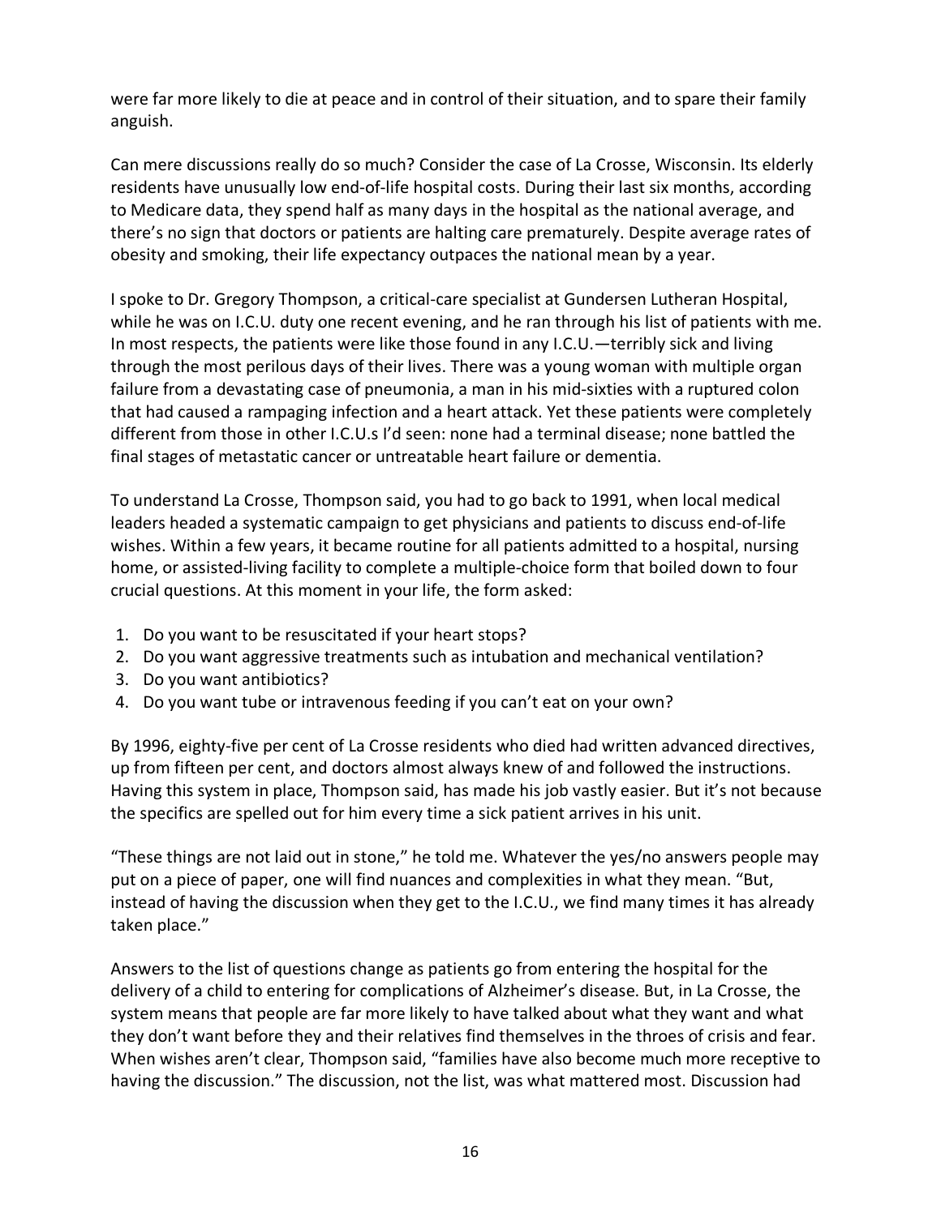were far more likely to die at peace and in control of their situation, and to spare their family anguish.

Can mere discussions really do so much? Consider the case of La Crosse, Wisconsin. Its elderly residents have unusually low end-of-life hospital costs. During their last six months, according to Medicare data, they spend half as many days in the hospital as the national average, and there's no sign that doctors or patients are halting care prematurely. Despite average rates of obesity and smoking, their life expectancy outpaces the national mean by a year.

I spoke to Dr. Gregory Thompson, a critical-care specialist at Gundersen Lutheran Hospital, while he was on I.C.U. duty one recent evening, and he ran through his list of patients with me. In most respects, the patients were like those found in any I.C.U.—terribly sick and living through the most perilous days of their lives. There was a young woman with multiple organ failure from a devastating case of pneumonia, a man in his mid-sixties with a ruptured colon that had caused a rampaging infection and a heart attack. Yet these patients were completely different from those in other I.C.U.s I'd seen: none had a terminal disease; none battled the final stages of metastatic cancer or untreatable heart failure or dementia.

To understand La Crosse, Thompson said, you had to go back to 1991, when local medical leaders headed a systematic campaign to get physicians and patients to discuss end-of-life wishes. Within a few years, it became routine for all patients admitted to a hospital, nursing home, or assisted-living facility to complete a multiple-choice form that boiled down to four crucial questions. At this moment in your life, the form asked:

1. Do you want to be resuscitated if your heart stops?
2. Do you want aggressive treatments such as intubation and mechanical ventilation?
3. Do you want antibiotics?
4. Do you want tube or intravenous feeding if you can't eat on your own?

By 1996, eighty-five per cent of La Crosse residents who died had written advanced directives, up from fifteen per cent, and doctors almost always knew of and followed the instructions. Having this system in place, Thompson said, has made his job vastly easier. But it's not because the specifics are spelled out for him every time a sick patient arrives in his unit.

"These things are not laid out in stone," he told me. Whatever the yes/no answers people may put on a piece of paper, one will find nuances and complexities in what they mean. "But, instead of having the discussion when they get to the I.C.U., we find many times it has already taken place."

Answers to the list of questions change as patients go from entering the hospital for the delivery of a child to entering for complications of Alzheimer's disease. But, in La Crosse, the system means that people are far more likely to have talked about what they want and what they don't want before they and their relatives find themselves in the throes of crisis and fear. When wishes aren't clear, Thompson said, "families have also become much more receptive to having the discussion." The discussion, not the list, was what mattered most. Discussion had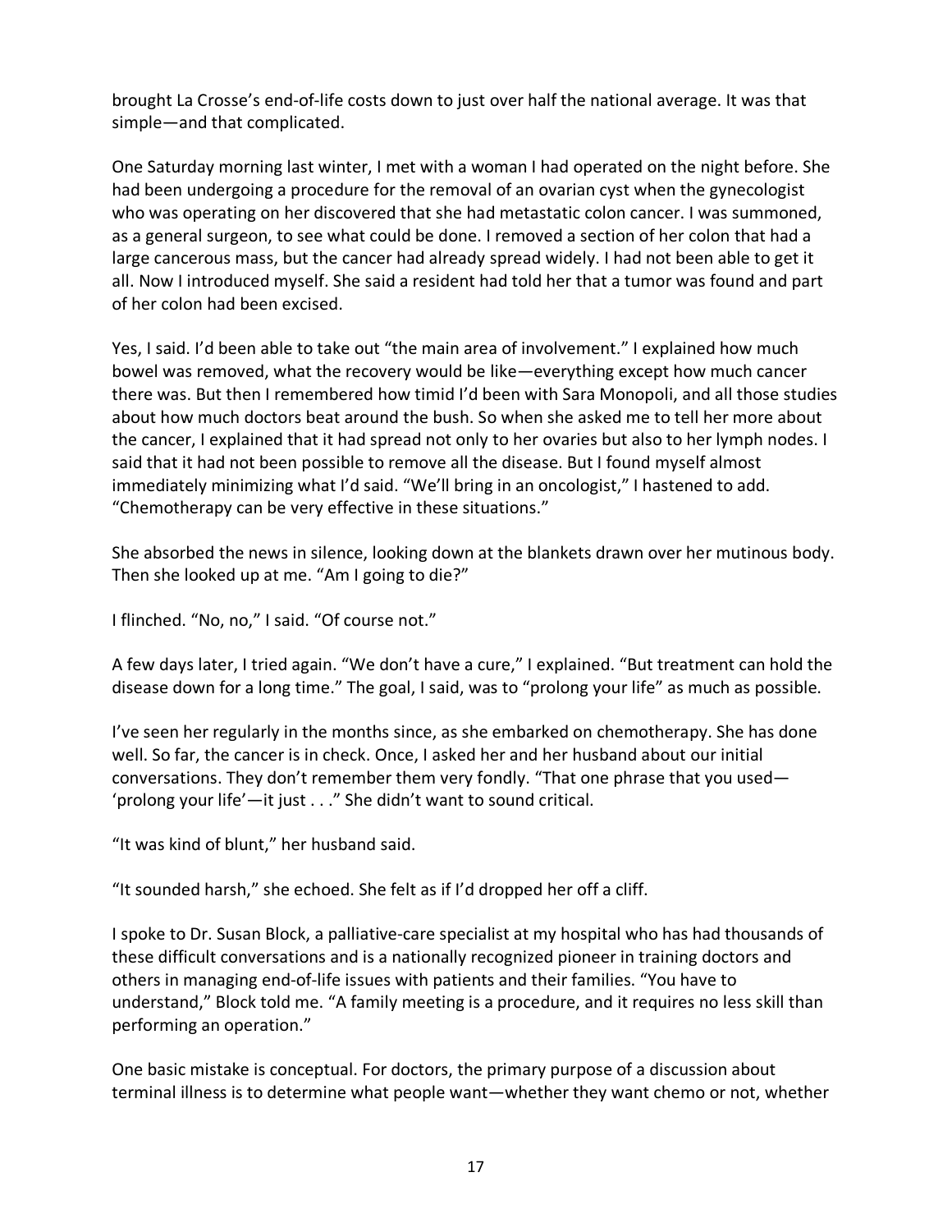brought La Crosse's end-of-life costs down to just over half the national average. It was that simple—and that complicated.

One Saturday morning last winter, I met with a woman I had operated on the night before. She had been undergoing a procedure for the removal of an ovarian cyst when the gynecologist who was operating on her discovered that she had metastatic colon cancer. I was summoned, as a general surgeon, to see what could be done. I removed a section of her colon that had a large cancerous mass, but the cancer had already spread widely. I had not been able to get it all. Now I introduced myself. She said a resident had told her that a tumor was found and part of her colon had been excised.

Yes, I said. I'd been able to take out "the main area of involvement." I explained how much bowel was removed, what the recovery would be like—everything except how much cancer there was. But then I remembered how timid I'd been with Sara Monopoli, and all those studies about how much doctors beat around the bush. So when she asked me to tell her more about the cancer, I explained that it had spread not only to her ovaries but also to her lymph nodes. I said that it had not been possible to remove all the disease. But I found myself almost immediately minimizing what I'd said. "We'll bring in an oncologist," I hastened to add. "Chemotherapy can be very effective in these situations."

She absorbed the news in silence, looking down at the blankets drawn over her mutinous body. Then she looked up at me. "Am I going to die?"

I flinched. "No, no," I said. "Of course not."

A few days later, I tried again. "We don't have a cure," I explained. "But treatment can hold the disease down for a long time." The goal, I said, was to "prolong your life" as much as possible.

I've seen her regularly in the months since, as she embarked on chemotherapy. She has done well. So far, the cancer is in check. Once, I asked her and her husband about our initial conversations. They don't remember them very fondly. "That one phrase that you used—'prolong your life'—it just . . ." She didn't want to sound critical.

"It was kind of blunt," her husband said.

"It sounded harsh," she echoed. She felt as if I'd dropped her off a cliff.

I spoke to Dr. Susan Block, a palliative-care specialist at my hospital who has had thousands of these difficult conversations and is a nationally recognized pioneer in training doctors and others in managing end-of-life issues with patients and their families. "You have to understand," Block told me. "A family meeting is a procedure, and it requires no less skill than performing an operation."

One basic mistake is conceptual. For doctors, the primary purpose of a discussion about terminal illness is to determine what people want—whether they want chemo or not, whether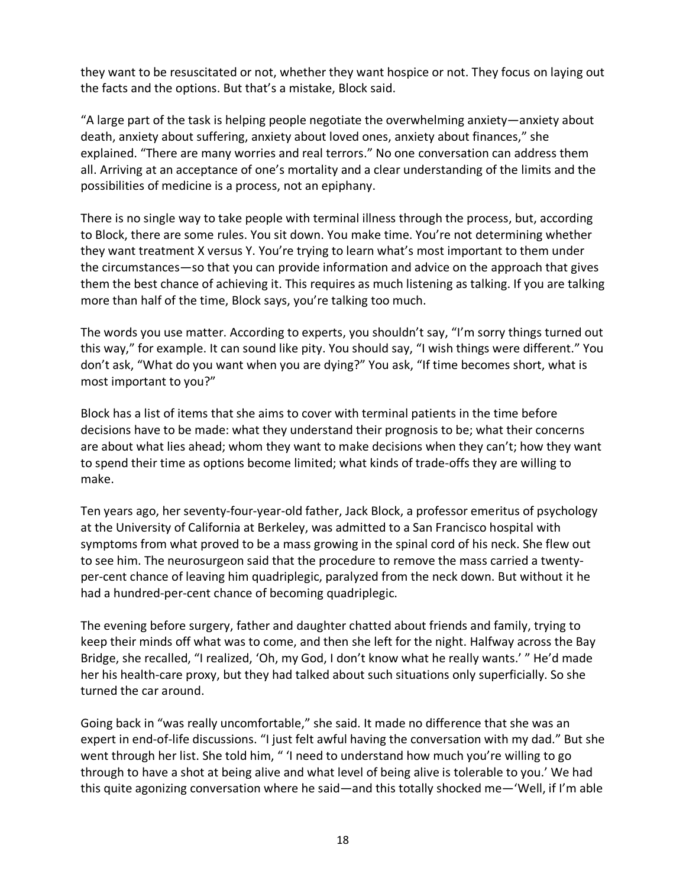they want to be resuscitated or not, whether they want hospice or not. They focus on laying out the facts and the options. But that's a mistake, Block said.

"A large part of the task is helping people negotiate the overwhelming anxiety—anxiety about death, anxiety about suffering, anxiety about loved ones, anxiety about finances," she explained. "There are many worries and real terrors." No one conversation can address them all. Arriving at an acceptance of one's mortality and a clear understanding of the limits and the possibilities of medicine is a process, not an epiphany.

There is no single way to take people with terminal illness through the process, but, according to Block, there are some rules. You sit down. You make time. You're not determining whether they want treatment X versus Y. You're trying to learn what's most important to them under the circumstances—so that you can provide information and advice on the approach that gives them the best chance of achieving it. This requires as much listening as talking. If you are talking more than half of the time, Block says, you're talking too much.

The words you use matter. According to experts, you shouldn't say, "I'm sorry things turned out this way," for example. It can sound like pity. You should say, "I wish things were different." You don't ask, "What do you want when you are dying?" You ask, "If time becomes short, what is most important to you?"

Block has a list of items that she aims to cover with terminal patients in the time before decisions have to be made: what they understand their prognosis to be; what their concerns are about what lies ahead; whom they want to make decisions when they can't; how they want to spend their time as options become limited; what kinds of trade-offs they are willing to make.

Ten years ago, her seventy-four-year-old father, Jack Block, a professor emeritus of psychology at the University of California at Berkeley, was admitted to a San Francisco hospital with symptoms from what proved to be a mass growing in the spinal cord of his neck. She flew out to see him. The neurosurgeon said that the procedure to remove the mass carried a twenty-per-cent chance of leaving him quadriplegic, paralyzed from the neck down. But without it he had a hundred-per-cent chance of becoming quadriplegic.

The evening before surgery, father and daughter chatted about friends and family, trying to keep their minds off what was to come, and then she left for the night. Halfway across the Bay Bridge, she recalled, "I realized, 'Oh, my God, I don't know what he really wants.' " He'd made her his health-care proxy, but they had talked about such situations only superficially. So she turned the car around.

Going back in "was really uncomfortable," she said. It made no difference that she was an expert in end-of-life discussions. "I just felt awful having the conversation with my dad." But she went through her list. She told him, " 'I need to understand how much you're willing to go through to have a shot at being alive and what level of being alive is tolerable to you.' We had this quite agonizing conversation where he said—and this totally shocked me—'Well, if I'm able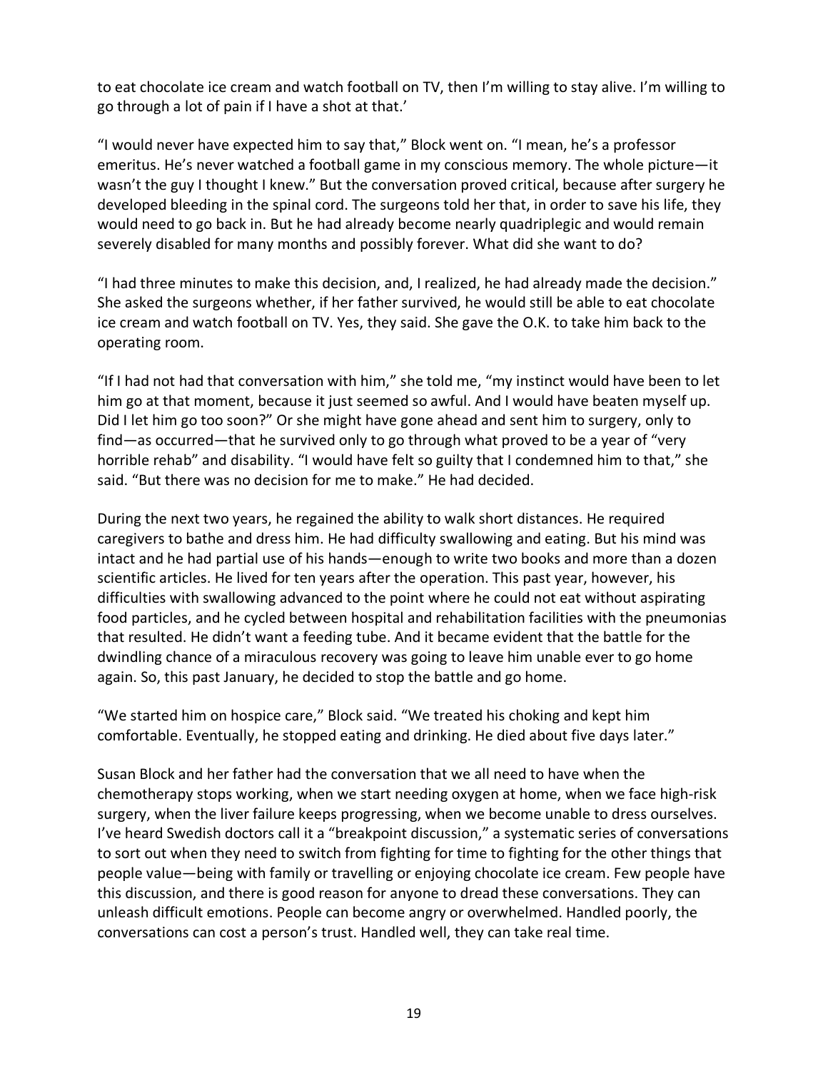to eat chocolate ice cream and watch football on TV, then I'm willing to stay alive. I'm willing to go through a lot of pain if I have a shot at that.'

"I would never have expected him to say that," Block went on. "I mean, he's a professor emeritus. He's never watched a football game in my conscious memory. The whole picture—it wasn't the guy I thought I knew." But the conversation proved critical, because after surgery he developed bleeding in the spinal cord. The surgeons told her that, in order to save his life, they would need to go back in. But he had already become nearly quadriplegic and would remain severely disabled for many months and possibly forever. What did she want to do?

"I had three minutes to make this decision, and, I realized, he had already made the decision." She asked the surgeons whether, if her father survived, he would still be able to eat chocolate ice cream and watch football on TV. Yes, they said. She gave the O.K. to take him back to the operating room.

"If I had not had that conversation with him," she told me, "my instinct would have been to let him go at that moment, because it just seemed so awful. And I would have beaten myself up. Did I let him go too soon?" Or she might have gone ahead and sent him to surgery, only to find—as occurred—that he survived only to go through what proved to be a year of "very horrible rehab" and disability. "I would have felt so guilty that I condemned him to that," she said. "But there was no decision for me to make." He had decided.

During the next two years, he regained the ability to walk short distances. He required caregivers to bathe and dress him. He had difficulty swallowing and eating. But his mind was intact and he had partial use of his hands—enough to write two books and more than a dozen scientific articles. He lived for ten years after the operation. This past year, however, his difficulties with swallowing advanced to the point where he could not eat without aspirating food particles, and he cycled between hospital and rehabilitation facilities with the pneumonias that resulted. He didn't want a feeding tube. And it became evident that the battle for the dwindling chance of a miraculous recovery was going to leave him unable ever to go home again. So, this past January, he decided to stop the battle and go home.

"We started him on hospice care," Block said. "We treated his choking and kept him comfortable. Eventually, he stopped eating and drinking. He died about five days later."

Susan Block and her father had the conversation that we all need to have when the chemotherapy stops working, when we start needing oxygen at home, when we face high-risk surgery, when the liver failure keeps progressing, when we become unable to dress ourselves. I've heard Swedish doctors call it a "breakpoint discussion," a systematic series of conversations to sort out when they need to switch from fighting for time to fighting for the other things that people value—being with family or travelling or enjoying chocolate ice cream. Few people have this discussion, and there is good reason for anyone to dread these conversations. They can unleash difficult emotions. People can become angry or overwhelmed. Handled poorly, the conversations can cost a person's trust. Handled well, they can take real time.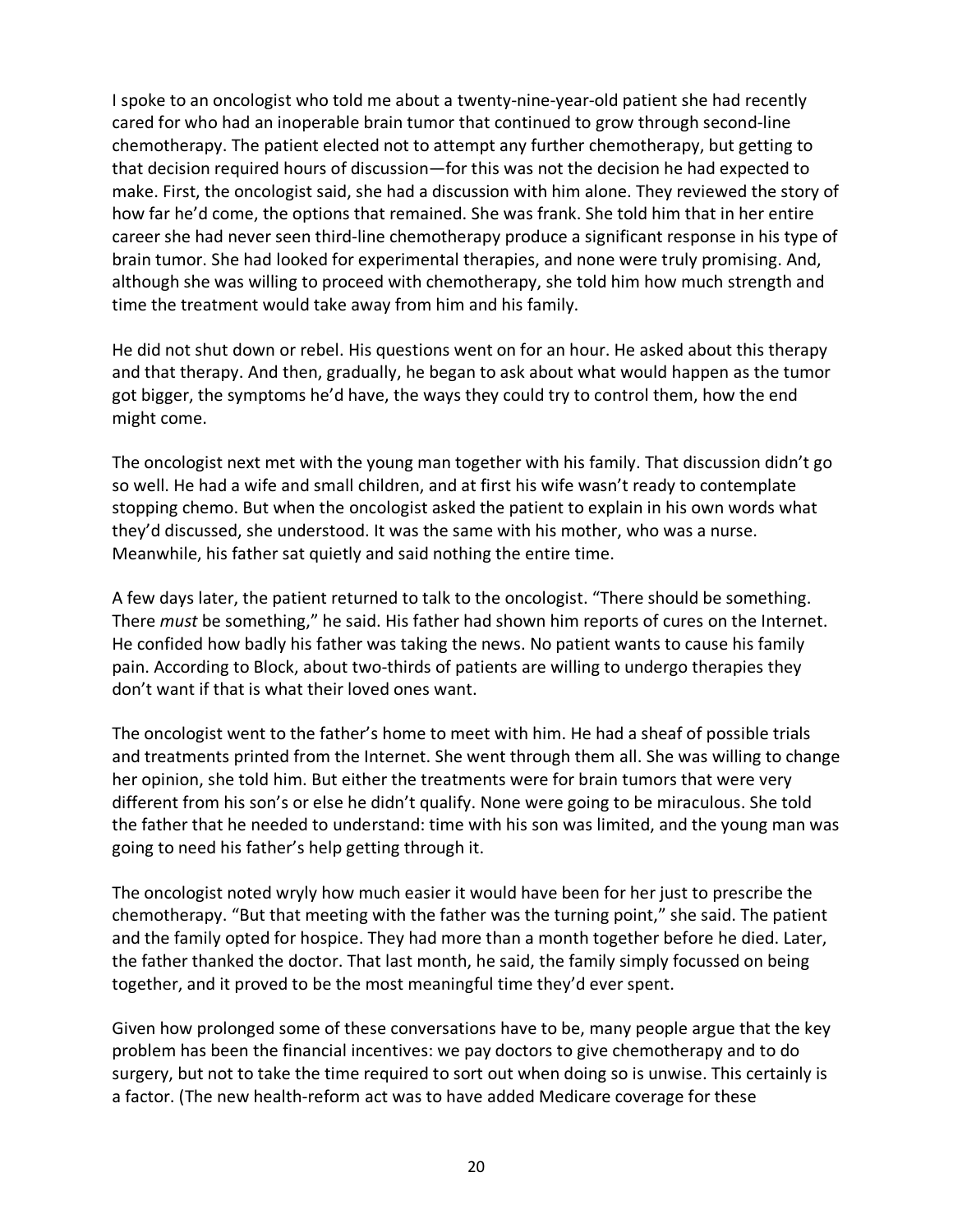I spoke to an oncologist who told me about a twenty-nine-year-old patient she had recently cared for who had an inoperable brain tumor that continued to grow through second-line chemotherapy. The patient elected not to attempt any further chemotherapy, but getting to that decision required hours of discussion—for this was not the decision he had expected to make. First, the oncologist said, she had a discussion with him alone. They reviewed the story of how far he'd come, the options that remained. She was frank. She told him that in her entire career she had never seen third-line chemotherapy produce a significant response in his type of brain tumor. She had looked for experimental therapies, and none were truly promising. And, although she was willing to proceed with chemotherapy, she told him how much strength and time the treatment would take away from him and his family.

He did not shut down or rebel. His questions went on for an hour. He asked about this therapy and that therapy. And then, gradually, he began to ask about what would happen as the tumor got bigger, the symptoms he'd have, the ways they could try to control them, how the end might come.

The oncologist next met with the young man together with his family. That discussion didn't go so well. He had a wife and small children, and at first his wife wasn't ready to contemplate stopping chemo. But when the oncologist asked the patient to explain in his own words what they'd discussed, she understood. It was the same with his mother, who was a nurse. Meanwhile, his father sat quietly and said nothing the entire time.

A few days later, the patient returned to talk to the oncologist. "There should be something. There *must* be something," he said. His father had shown him reports of cures on the Internet. He confided how badly his father was taking the news. No patient wants to cause his family pain. According to Block, about two-thirds of patients are willing to undergo therapies they don't want if that is what their loved ones want.

The oncologist went to the father's home to meet with him. He had a sheaf of possible trials and treatments printed from the Internet. She went through them all. She was willing to change her opinion, she told him. But either the treatments were for brain tumors that were very different from his son's or else he didn't qualify. None were going to be miraculous. She told the father that he needed to understand: time with his son was limited, and the young man was going to need his father's help getting through it.

The oncologist noted wryly how much easier it would have been for her just to prescribe the chemotherapy. "But that meeting with the father was the turning point," she said. The patient and the family opted for hospice. They had more than a month together before he died. Later, the father thanked the doctor. That last month, he said, the family simply focussed on being together, and it proved to be the most meaningful time they'd ever spent.

Given how prolonged some of these conversations have to be, many people argue that the key problem has been the financial incentives: we pay doctors to give chemotherapy and to do surgery, but not to take the time required to sort out when doing so is unwise. This certainly is a factor. (The new health-reform act was to have added Medicare coverage for these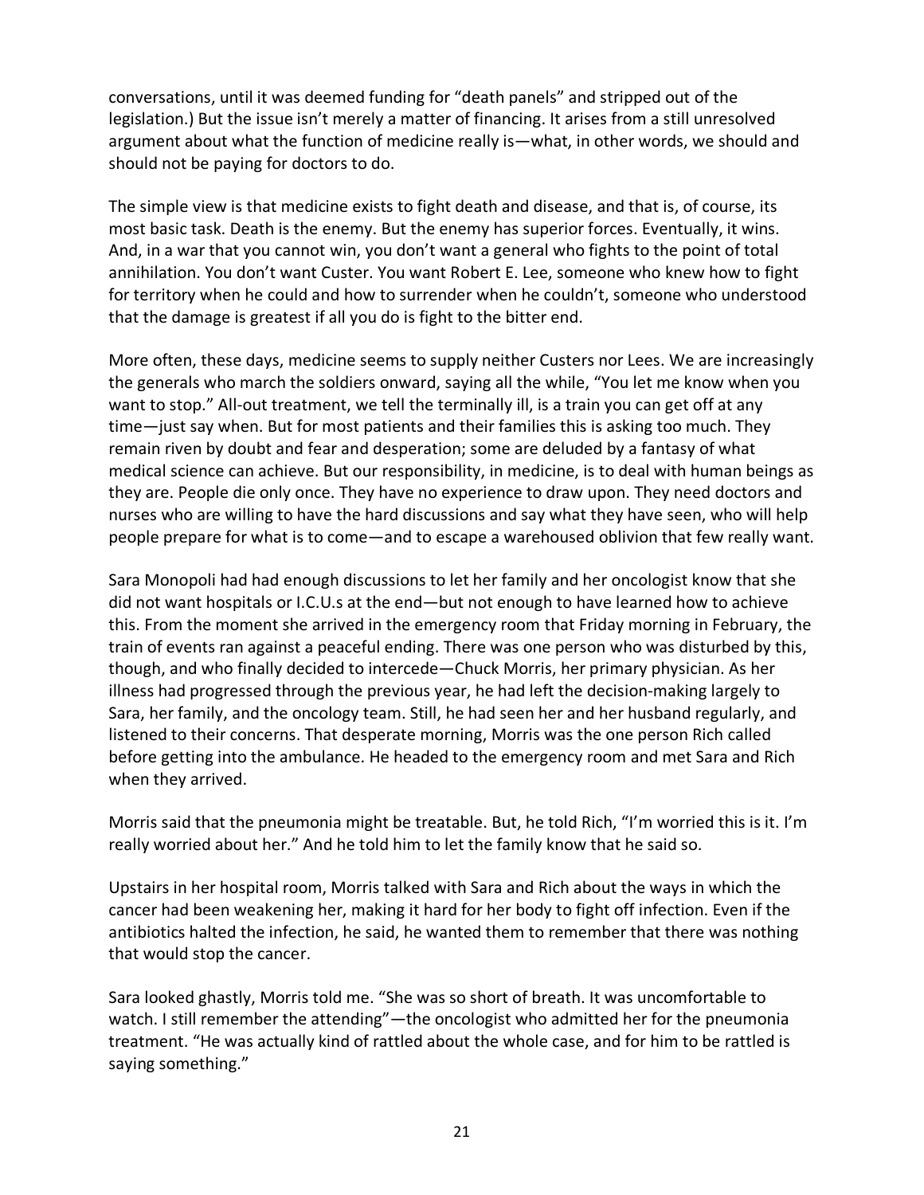conversations, until it was deemed funding for "death panels" and stripped out of the legislation.) But the issue isn't merely a matter of financing. It arises from a still unresolved argument about what the function of medicine really is—what, in other words, we should and should not be paying for doctors to do.

The simple view is that medicine exists to fight death and disease, and that is, of course, its most basic task. Death is the enemy. But the enemy has superior forces. Eventually, it wins. And, in a war that you cannot win, you don't want a general who fights to the point of total annihilation. You don't want Custer. You want Robert E. Lee, someone who knew how to fight for territory when he could and how to surrender when he couldn't, someone who understood that the damage is greatest if all you do is fight to the bitter end.

More often, these days, medicine seems to supply neither Custers nor Lees. We are increasingly the generals who march the soldiers onward, saying all the while, "You let me know when you want to stop." All-out treatment, we tell the terminally ill, is a train you can get off at any time—just say when. But for most patients and their families this is asking too much. They remain riven by doubt and fear and desperation; some are deluded by a fantasy of what medical science can achieve. But our responsibility, in medicine, is to deal with human beings as they are. People die only once. They have no experience to draw upon. They need doctors and nurses who are willing to have the hard discussions and say what they have seen, who will help people prepare for what is to come—and to escape a warehoused oblivion that few really want.

Sara Monopoli had had enough discussions to let her family and her oncologist know that she did not want hospitals or I.C.U.s at the end—but not enough to have learned how to achieve this. From the moment she arrived in the emergency room that Friday morning in February, the train of events ran against a peaceful ending. There was one person who was disturbed by this, though, and who finally decided to intercede—Chuck Morris, her primary physician. As her illness had progressed through the previous year, he had left the decision-making largely to Sara, her family, and the oncology team. Still, he had seen her and her husband regularly, and listened to their concerns. That desperate morning, Morris was the one person Rich called before getting into the ambulance. He headed to the emergency room and met Sara and Rich when they arrived.

Morris said that the pneumonia might be treatable. But, he told Rich, "I'm worried this is it. I'm really worried about her." And he told him to let the family know that he said so.

Upstairs in her hospital room, Morris talked with Sara and Rich about the ways in which the cancer had been weakening her, making it hard for her body to fight off infection. Even if the antibiotics halted the infection, he said, he wanted them to remember that there was nothing that would stop the cancer.

Sara looked ghastly, Morris told me. "She was so short of breath. It was uncomfortable to watch. I still remember the attending"—the oncologist who admitted her for the pneumonia treatment. "He was actually kind of rattled about the whole case, and for him to be rattled is saying something."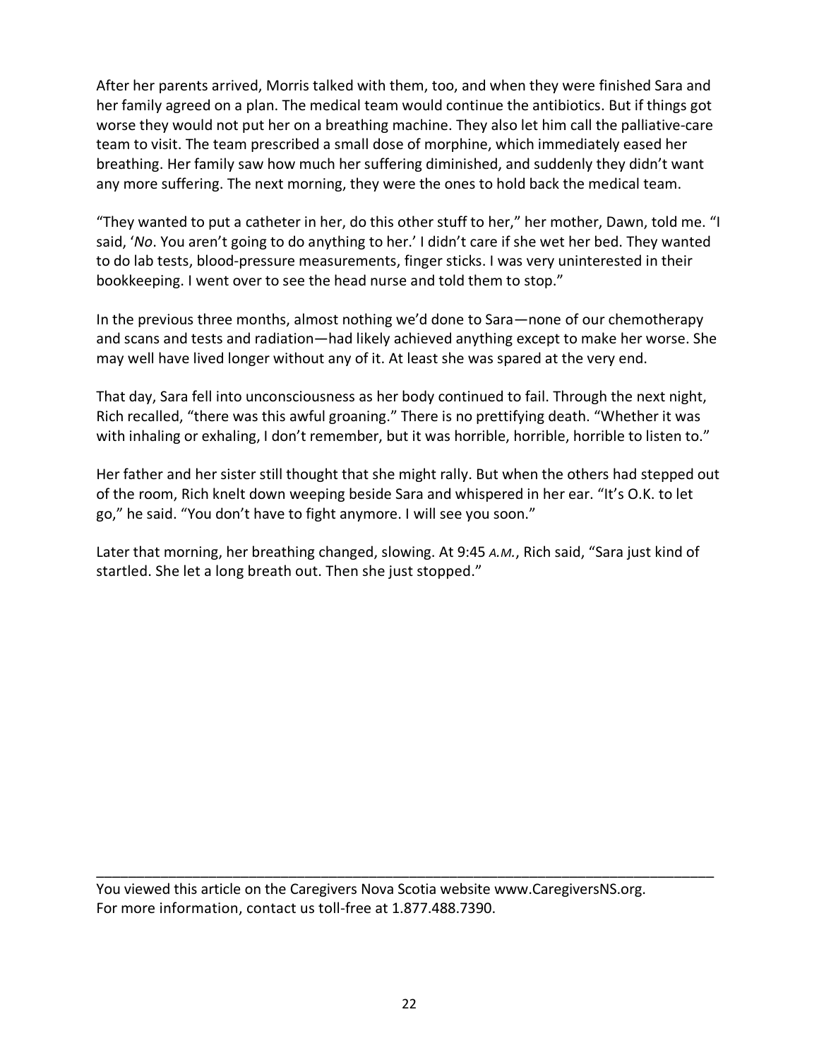After her parents arrived, Morris talked with them, too, and when they were finished Sara and her family agreed on a plan. The medical team would continue the antibiotics. But if things got worse they would not put her on a breathing machine. They also let him call the palliative-care team to visit. The team prescribed a small dose of morphine, which immediately eased her breathing. Her family saw how much her suffering diminished, and suddenly they didn't want any more suffering. The next morning, they were the ones to hold back the medical team.

"They wanted to put a catheter in her, do this other stuff to her," her mother, Dawn, told me. "I said, '*No*. You aren't going to do anything to her.' I didn't care if she wet her bed. They wanted to do lab tests, blood-pressure measurements, finger sticks. I was very uninterested in their bookkeeping. I went over to see the head nurse and told them to stop."

In the previous three months, almost nothing we'd done to Sara—none of our chemotherapy and scans and tests and radiation—had likely achieved anything except to make her worse. She may well have lived longer without any of it. At least she was spared at the very end.

That day, Sara fell into unconsciousness as her body continued to fail. Through the next night, Rich recalled, "there was this awful groaning." There is no prettifying death. "Whether it was with inhaling or exhaling, I don't remember, but it was horrible, horrible, horrible to listen to."

Her father and her sister still thought that she might rally. But when the others had stepped out of the room, Rich knelt down weeping beside Sara and whispered in her ear. "It's O.K. to let go," he said. "You don't have to fight anymore. I will see you soon."

Later that morning, her breathing changed, slowing. At 9:45 *A.M.*, Rich said, "Sara just kind of startled. She let a long breath out. Then she just stopped."

---

You viewed this article on the Caregivers Nova Scotia website www.CaregiversNS.org.
For more information, contact us toll-free at 1.877.488.7390.